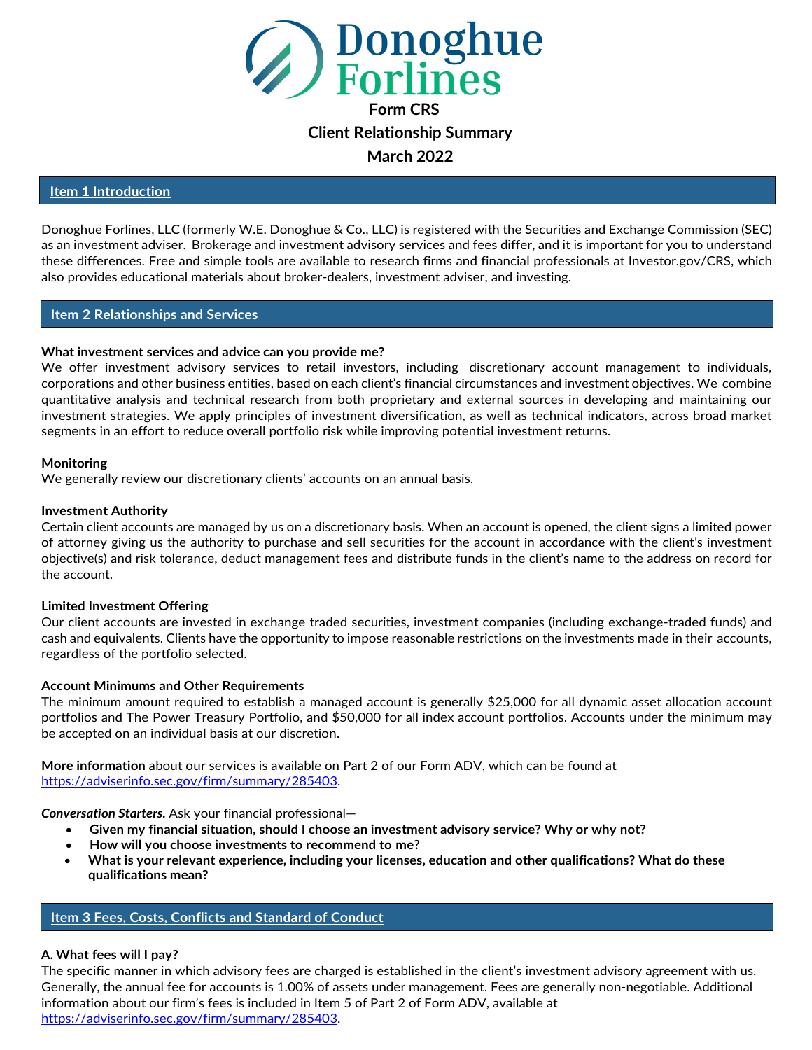# Donoghue Forlines

**Form CRS**

**Client Relationship Summary**

**March 2022**

## Item 1 Introduction

Donoghue Forlines, LLC (formerly W.E. Donoghue & Co., LLC) is registered with the Securities and Exchange Commission (SEC) as an investment adviser. Brokerage and investment advisory services and fees differ, and it is important for you to understand these differences. Free and simple tools are available to research firms and financial professionals at Investor.gov/CRS, which also provides educational materials about broker-dealers, investment adviser, and investing.

## Item 2 Relationships and Services

**What investment services and advice can you provide me?**

We offer investment advisory services to retail investors, including discretionary account management to individuals, corporations and other business entities, based on each client's financial circumstances and investment objectives. We combine quantitative analysis and technical research from both proprietary and external sources in developing and maintaining our investment strategies. We apply principles of investment diversification, as well as technical indicators, across broad market segments in an effort to reduce overall portfolio risk while improving potential investment returns.

**Monitoring**

We generally review our discretionary clients' accounts on an annual basis.

**Investment Authority**

Certain client accounts are managed by us on a discretionary basis. When an account is opened, the client signs a limited power of attorney giving us the authority to purchase and sell securities for the account in accordance with the client's investment objective(s) and risk tolerance, deduct management fees and distribute funds in the client's name to the address on record for the account.

**Limited Investment Offering**

Our client accounts are invested in exchange traded securities, investment companies (including exchange-traded funds) and cash and equivalents. Clients have the opportunity to impose reasonable restrictions on the investments made in their accounts, regardless of the portfolio selected.

**Account Minimums and Other Requirements**

The minimum amount required to establish a managed account is generally $25,000 for all dynamic asset allocation account portfolios and The Power Treasury Portfolio, and $50,000 for all index account portfolios. Accounts under the minimum may be accepted on an individual basis at our discretion.

**More information** about our services is available on Part 2 of our Form ADV, which can be found at https://adviserinfo.sec.gov/firm/summary/285403.

***Conversation Starters.*** Ask your financial professional—

- **Given my financial situation, should I choose an investment advisory service? Why or why not?**
- **How will you choose investments to recommend to me?**
- **What is your relevant experience, including your licenses, education and other qualifications? What do these qualifications mean?**

## Item 3 Fees, Costs, Conflicts and Standard of Conduct

**A. What fees will I pay?**

The specific manner in which advisory fees are charged is established in the client's investment advisory agreement with us. Generally, the annual fee for accounts is 1.00% of assets under management. Fees are generally non-negotiable. Additional information about our firm's fees is included in Item 5 of Part 2 of Form ADV, available at https://adviserinfo.sec.gov/firm/summary/285403.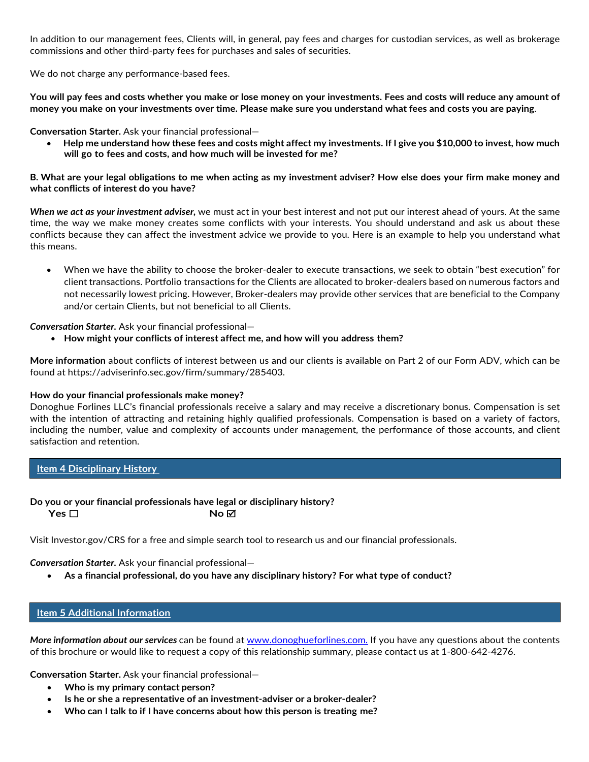In addition to our management fees, Clients will, in general, pay fees and charges for custodian services, as well as brokerage commissions and other third-party fees for purchases and sales of securities.

We do not charge any performance-based fees.

**You will pay fees and costs whether you make or lose money on your investments. Fees and costs will reduce any amount of money you make on your investments over time. Please make sure you understand what fees and costs you are paying**.

**Conversation Starter.** Ask your financial professional—

- **Help me understand how these fees and costs might affect my investments. If I give you $10,000 to invest, how much will go to fees and costs, and how much will be invested for me?**

**B. What are your legal obligations to me when acting as my investment adviser? How else does your firm make money and what conflicts of interest do you have?**

***When we act as your investment adviser,*** we must act in your best interest and not put our interest ahead of yours. At the same time, the way we make money creates some conflicts with your interests. You should understand and ask us about these conflicts because they can affect the investment advice we provide to you. Here is an example to help you understand what this means.

- When we have the ability to choose the broker-dealer to execute transactions, we seek to obtain "best execution" for client transactions. Portfolio transactions for the Clients are allocated to broker-dealers based on numerous factors and not necessarily lowest pricing. However, Broker-dealers may provide other services that are beneficial to the Company and/or certain Clients, but not beneficial to all Clients.

***Conversation Starter.*** Ask your financial professional—

- **How might your conflicts of interest affect me, and how will you address them?**

**More information** about conflicts of interest between us and our clients is available on Part 2 of our Form ADV, which can be found at https://adviserinfo.sec.gov/firm/summary/285403.

**How do your financial professionals make money?**

Donoghue Forlines LLC's financial professionals receive a salary and may receive a discretionary bonus. Compensation is set with the intention of attracting and retaining highly qualified professionals. Compensation is based on a variety of factors, including the number, value and complexity of accounts under management, the performance of those accounts, and client satisfaction and retention.

## Item 4 Disciplinary History

**Do you or your financial professionals have legal or disciplinary history?**

**Yes ☐** **No ☑**

Visit Investor.gov/CRS for a free and simple search tool to research us and our financial professionals.

***Conversation Starter.*** Ask your financial professional—

- **As a financial professional, do you have any disciplinary history? For what type of conduct?**

## Item 5 Additional Information

***More information about our services*** can be found at www.donoghueforlines.com. If you have any questions about the contents of this brochure or would like to request a copy of this relationship summary, please contact us at 1-800-642-4276.

**Conversation Starter.** Ask your financial professional—

- **Who is my primary contact person?**
- **Is he or she a representative of an investment-adviser or a broker-dealer?**
- **Who can I talk to if I have concerns about how this person is treating me?**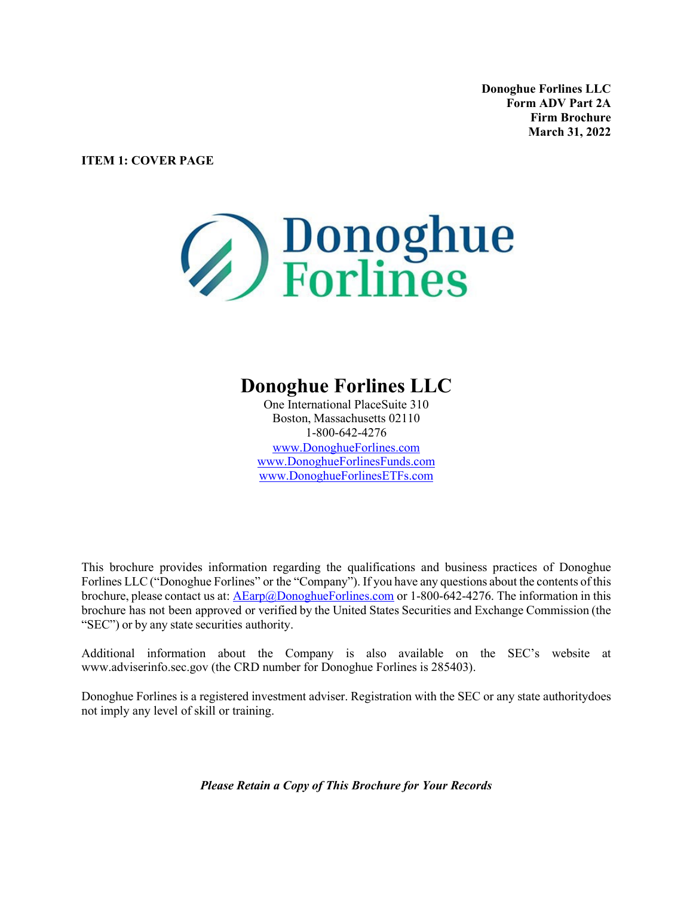**Donoghue Forlines LLC**
**Form ADV Part 2A**
**Firm Brochure**
**March 31, 2022**

**ITEM 1: COVER PAGE**

# Donoghue Forlines LLC

One International PlaceSuite 310
Boston, Massachusetts 02110
1-800-642-4276
www.DonoghueForlines.com
www.DonoghueForlinesFunds.com
www.DonoghueForlinesETFs.com

This brochure provides information regarding the qualifications and business practices of Donoghue Forlines LLC ("Donoghue Forlines" or the "Company"). If you have any questions about the contents of this brochure, please contact us at: AEarp@DonoghueForlines.com or 1-800-642-4276. The information in this brochure has not been approved or verified by the United States Securities and Exchange Commission (the "SEC") or by any state securities authority.

Additional information about the Company is also available on the SEC's website at www.adviserinfo.sec.gov (the CRD number for Donoghue Forlines is 285403).

Donoghue Forlines is a registered investment adviser. Registration with the SEC or any state authoritydoes not imply any level of skill or training.

***Please Retain a Copy of This Brochure for Your Records***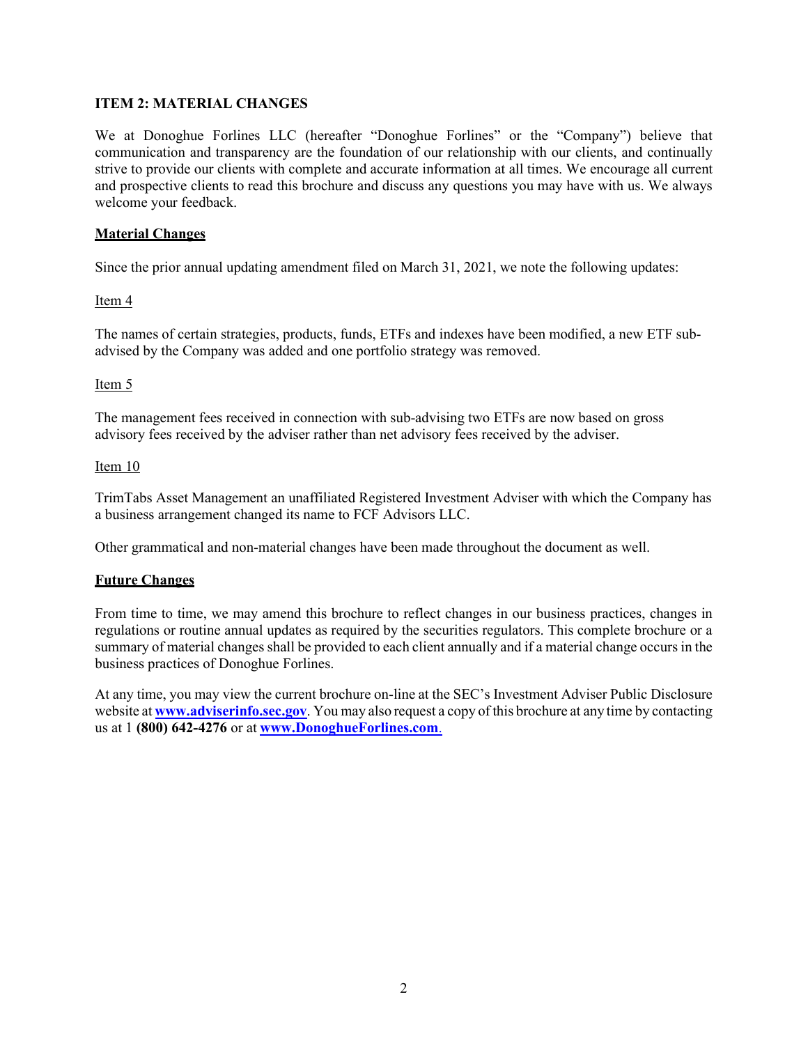## ITEM 2: MATERIAL CHANGES

We at Donoghue Forlines LLC (hereafter "Donoghue Forlines" or the "Company") believe that communication and transparency are the foundation of our relationship with our clients, and continually strive to provide our clients with complete and accurate information at all times. We encourage all current and prospective clients to read this brochure and discuss any questions you may have with us. We always welcome your feedback.

**Material Changes**

Since the prior annual updating amendment filed on March 31, 2021, we note the following updates:

Item 4

The names of certain strategies, products, funds, ETFs and indexes have been modified, a new ETF sub-advised by the Company was added and one portfolio strategy was removed.

Item 5

The management fees received in connection with sub-advising two ETFs are now based on gross advisory fees received by the adviser rather than net advisory fees received by the adviser.

Item 10

TrimTabs Asset Management an unaffiliated Registered Investment Adviser with which the Company has a business arrangement changed its name to FCF Advisors LLC.

Other grammatical and non-material changes have been made throughout the document as well.

**Future Changes**

From time to time, we may amend this brochure to reflect changes in our business practices, changes in regulations or routine annual updates as required by the securities regulators. This complete brochure or a summary of material changes shall be provided to each client annually and if a material change occurs in the business practices of Donoghue Forlines.

At any time, you may view the current brochure on-line at the SEC's Investment Adviser Public Disclosure website at **www.adviserinfo.sec.gov**. You may also request a copy of this brochure at any time by contacting us at 1 **(800) 642-4276** or at **www.DonoghueForlines.com**.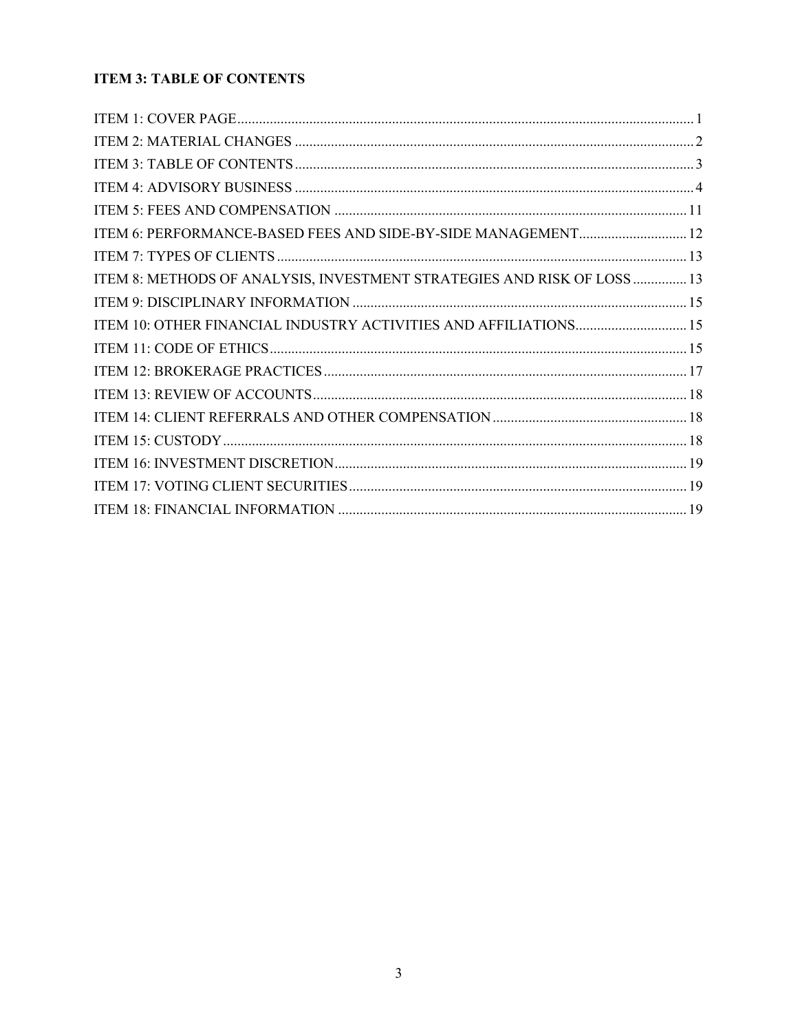## ITEM 3: TABLE OF CONTENTS

ITEM 1: COVER PAGE .......... 1
ITEM 2: MATERIAL CHANGES .......... 2
ITEM 3: TABLE OF CONTENTS .......... 3
ITEM 4: ADVISORY BUSINESS .......... 4
ITEM 5: FEES AND COMPENSATION .......... 11
ITEM 6: PERFORMANCE-BASED FEES AND SIDE-BY-SIDE MANAGEMENT .......... 12
ITEM 7: TYPES OF CLIENTS .......... 13
ITEM 8: METHODS OF ANALYSIS, INVESTMENT STRATEGIES AND RISK OF LOSS .......... 13
ITEM 9: DISCIPLINARY INFORMATION .......... 15
ITEM 10: OTHER FINANCIAL INDUSTRY ACTIVITIES AND AFFILIATIONS .......... 15
ITEM 11: CODE OF ETHICS .......... 15
ITEM 12: BROKERAGE PRACTICES .......... 17
ITEM 13: REVIEW OF ACCOUNTS .......... 18
ITEM 14: CLIENT REFERRALS AND OTHER COMPENSATION .......... 18
ITEM 15: CUSTODY .......... 18
ITEM 16: INVESTMENT DISCRETION .......... 19
ITEM 17: VOTING CLIENT SECURITIES .......... 19
ITEM 18: FINANCIAL INFORMATION .......... 19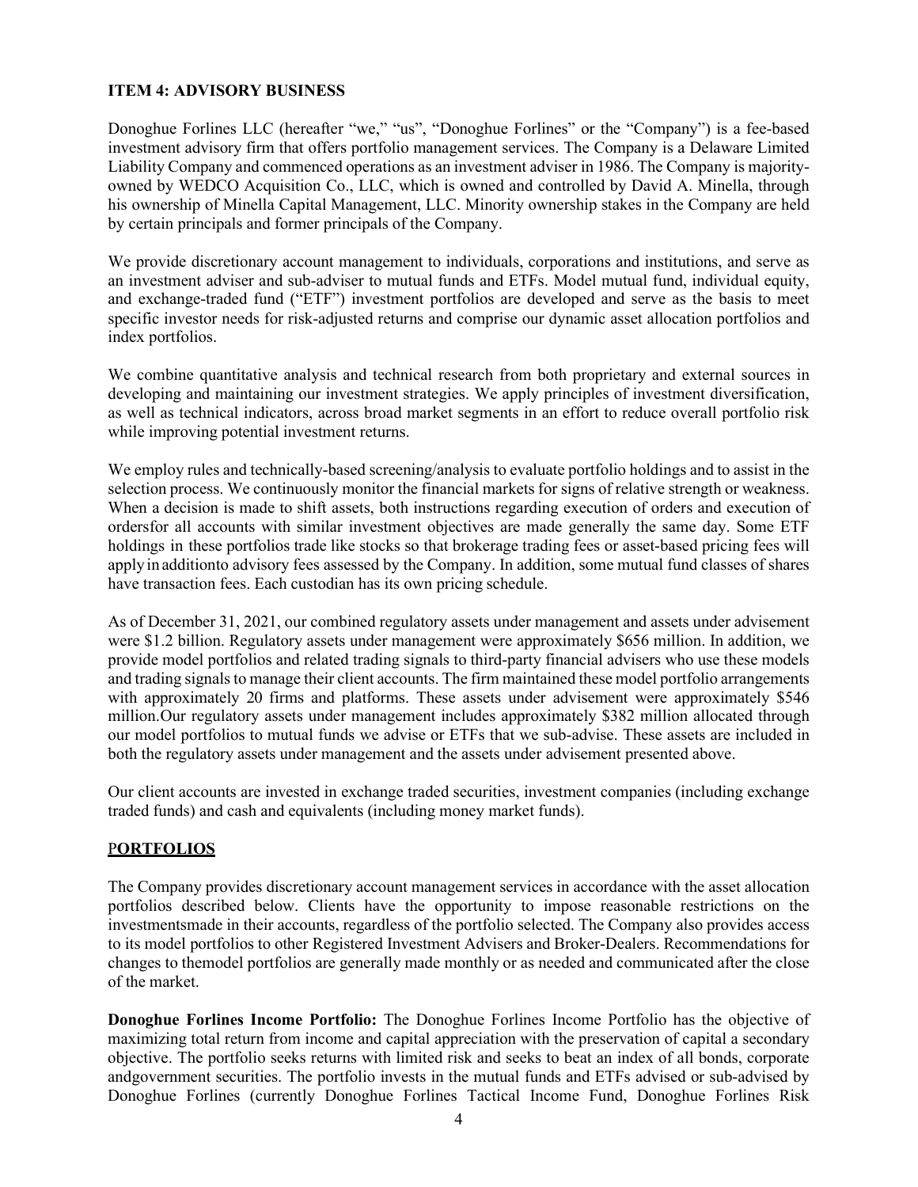## ITEM 4: ADVISORY BUSINESS

Donoghue Forlines LLC (hereafter "we," "us", "Donoghue Forlines" or the "Company") is a fee-based investment advisory firm that offers portfolio management services. The Company is a Delaware Limited Liability Company and commenced operations as an investment adviser in 1986. The Company is majority-owned by WEDCO Acquisition Co., LLC, which is owned and controlled by David A. Minella, through his ownership of Minella Capital Management, LLC. Minority ownership stakes in the Company are held by certain principals and former principals of the Company.

We provide discretionary account management to individuals, corporations and institutions, and serve as an investment adviser and sub-adviser to mutual funds and ETFs. Model mutual fund, individual equity, and exchange-traded fund ("ETF") investment portfolios are developed and serve as the basis to meet specific investor needs for risk-adjusted returns and comprise our dynamic asset allocation portfolios and index portfolios.

We combine quantitative analysis and technical research from both proprietary and external sources in developing and maintaining our investment strategies. We apply principles of investment diversification, as well as technical indicators, across broad market segments in an effort to reduce overall portfolio risk while improving potential investment returns.

We employ rules and technically-based screening/analysis to evaluate portfolio holdings and to assist in the selection process. We continuously monitor the financial markets for signs of relative strength or weakness. When a decision is made to shift assets, both instructions regarding execution of orders and execution of ordersfor all accounts with similar investment objectives are made generally the same day. Some ETF holdings in these portfolios trade like stocks so that brokerage trading fees or asset-based pricing fees will apply in additionto advisory fees assessed by the Company. In addition, some mutual fund classes of shares have transaction fees. Each custodian has its own pricing schedule.

As of December 31, 2021, our combined regulatory assets under management and assets under advisement were $1.2 billion. Regulatory assets under management were approximately $656 million. In addition, we provide model portfolios and related trading signals to third-party financial advisers who use these models and trading signals to manage their client accounts. The firm maintained these model portfolio arrangements with approximately 20 firms and platforms. These assets under advisement were approximately $546 million.Our regulatory assets under management includes approximately $382 million allocated through our model portfolios to mutual funds we advise or ETFs that we sub-advise. These assets are included in both the regulatory assets under management and the assets under advisement presented above.

Our client accounts are invested in exchange traded securities, investment companies (including exchange traded funds) and cash and equivalents (including money market funds).

## PORTFOLIOS

The Company provides discretionary account management services in accordance with the asset allocation portfolios described below. Clients have the opportunity to impose reasonable restrictions on the investmentsmade in their accounts, regardless of the portfolio selected. The Company also provides access to its model portfolios to other Registered Investment Advisers and Broker-Dealers. Recommendations for changes to themodel portfolios are generally made monthly or as needed and communicated after the close of the market.

**Donoghue Forlines Income Portfolio:** The Donoghue Forlines Income Portfolio has the objective of maximizing total return from income and capital appreciation with the preservation of capital a secondary objective. The portfolio seeks returns with limited risk and seeks to beat an index of all bonds, corporate andgovernment securities. The portfolio invests in the mutual funds and ETFs advised or sub-advised by Donoghue Forlines (currently Donoghue Forlines Tactical Income Fund, Donoghue Forlines Risk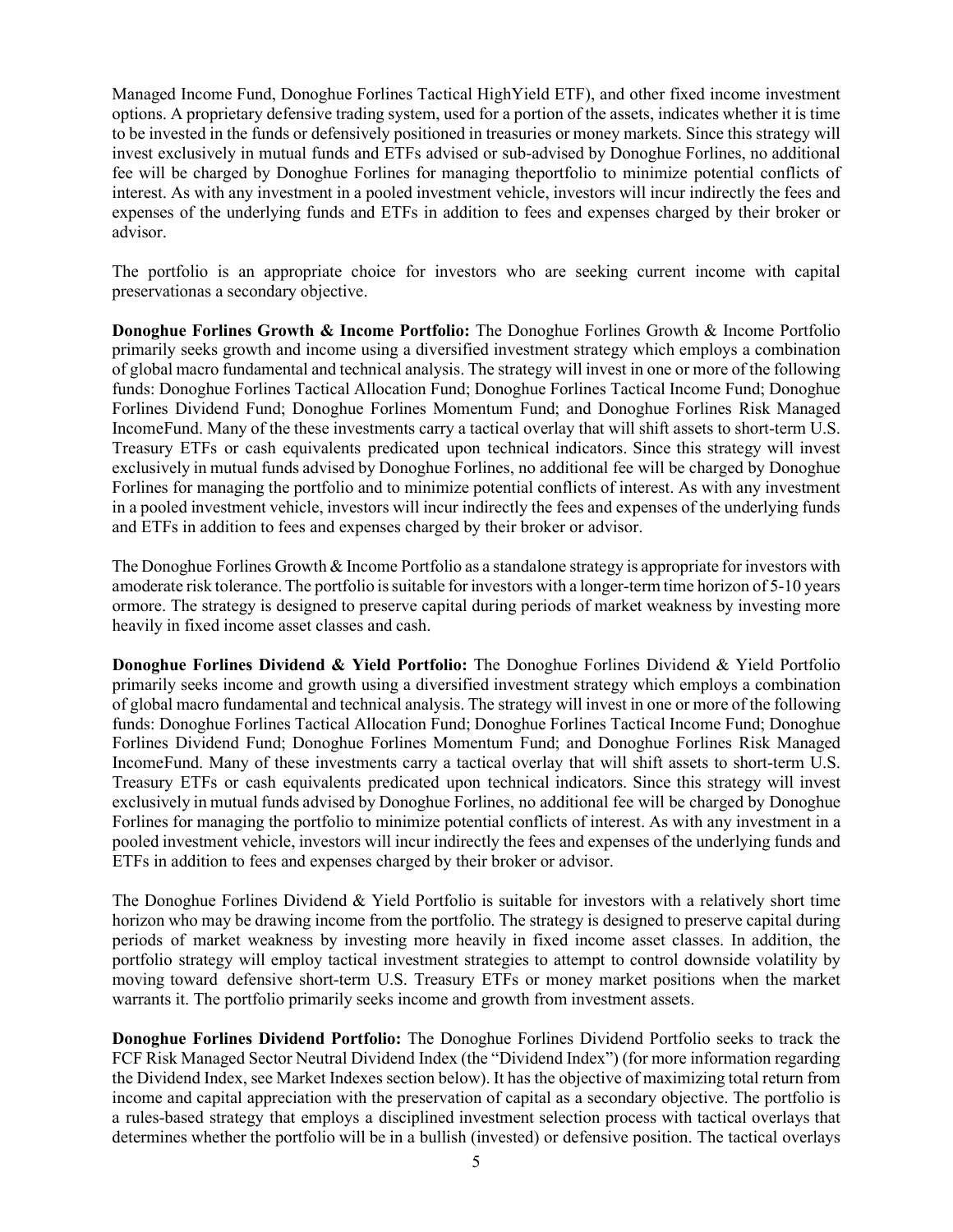Managed Income Fund, Donoghue Forlines Tactical HighYield ETF), and other fixed income investment options. A proprietary defensive trading system, used for a portion of the assets, indicates whether it is time to be invested in the funds or defensively positioned in treasuries or money markets. Since this strategy will invest exclusively in mutual funds and ETFs advised or sub-advised by Donoghue Forlines, no additional fee will be charged by Donoghue Forlines for managing theportfolio to minimize potential conflicts of interest. As with any investment in a pooled investment vehicle, investors will incur indirectly the fees and expenses of the underlying funds and ETFs in addition to fees and expenses charged by their broker or advisor.

The portfolio is an appropriate choice for investors who are seeking current income with capital preservationas a secondary objective.

**Donoghue Forlines Growth & Income Portfolio:** The Donoghue Forlines Growth & Income Portfolio primarily seeks growth and income using a diversified investment strategy which employs a combination of global macro fundamental and technical analysis. The strategy will invest in one or more of the following funds: Donoghue Forlines Tactical Allocation Fund; Donoghue Forlines Tactical Income Fund; Donoghue Forlines Dividend Fund; Donoghue Forlines Momentum Fund; and Donoghue Forlines Risk Managed IncomeFund. Many of the these investments carry a tactical overlay that will shift assets to short-term U.S. Treasury ETFs or cash equivalents predicated upon technical indicators. Since this strategy will invest exclusively in mutual funds advised by Donoghue Forlines, no additional fee will be charged by Donoghue Forlines for managing the portfolio and to minimize potential conflicts of interest. As with any investment in a pooled investment vehicle, investors will incur indirectly the fees and expenses of the underlying funds and ETFs in addition to fees and expenses charged by their broker or advisor.

The Donoghue Forlines Growth & Income Portfolio as a standalone strategy is appropriate for investors with amoderate risk tolerance. The portfolio is suitable for investors with a longer-term time horizon of 5-10 years ormore. The strategy is designed to preserve capital during periods of market weakness by investing more heavily in fixed income asset classes and cash.

**Donoghue Forlines Dividend & Yield Portfolio:** The Donoghue Forlines Dividend & Yield Portfolio primarily seeks income and growth using a diversified investment strategy which employs a combination of global macro fundamental and technical analysis. The strategy will invest in one or more of the following funds: Donoghue Forlines Tactical Allocation Fund; Donoghue Forlines Tactical Income Fund; Donoghue Forlines Dividend Fund; Donoghue Forlines Momentum Fund; and Donoghue Forlines Risk Managed IncomeFund. Many of these investments carry a tactical overlay that will shift assets to short-term U.S. Treasury ETFs or cash equivalents predicated upon technical indicators. Since this strategy will invest exclusively in mutual funds advised by Donoghue Forlines, no additional fee will be charged by Donoghue Forlines for managing the portfolio to minimize potential conflicts of interest. As with any investment in a pooled investment vehicle, investors will incur indirectly the fees and expenses of the underlying funds and ETFs in addition to fees and expenses charged by their broker or advisor.

The Donoghue Forlines Dividend & Yield Portfolio is suitable for investors with a relatively short time horizon who may be drawing income from the portfolio. The strategy is designed to preserve capital during periods of market weakness by investing more heavily in fixed income asset classes. In addition, the portfolio strategy will employ tactical investment strategies to attempt to control downside volatility by moving toward defensive short-term U.S. Treasury ETFs or money market positions when the market warrants it. The portfolio primarily seeks income and growth from investment assets.

**Donoghue Forlines Dividend Portfolio:** The Donoghue Forlines Dividend Portfolio seeks to track the FCF Risk Managed Sector Neutral Dividend Index (the "Dividend Index") (for more information regarding the Dividend Index, see Market Indexes section below). It has the objective of maximizing total return from income and capital appreciation with the preservation of capital as a secondary objective. The portfolio is a rules-based strategy that employs a disciplined investment selection process with tactical overlays that determines whether the portfolio will be in a bullish (invested) or defensive position. The tactical overlays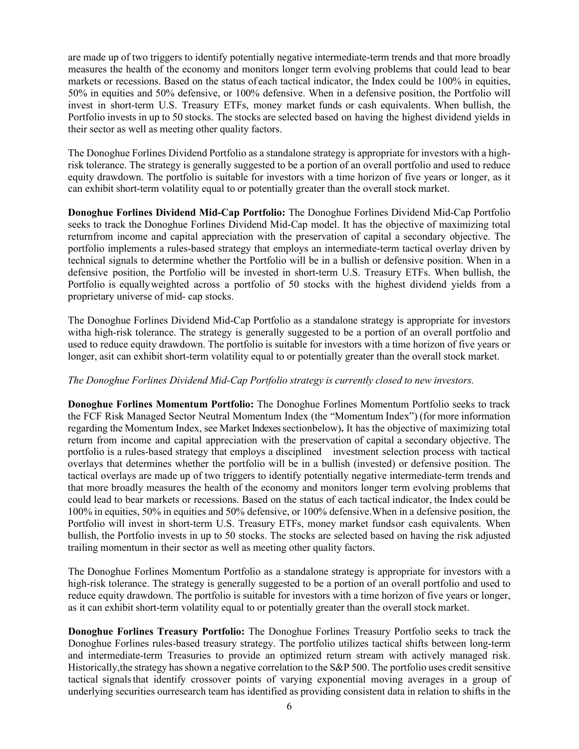are made up of two triggers to identify potentially negative intermediate-term trends and that more broadly measures the health of the economy and monitors longer term evolving problems that could lead to bear markets or recessions. Based on the status of each tactical indicator, the Index could be 100% in equities, 50% in equities and 50% defensive, or 100% defensive. When in a defensive position, the Portfolio will invest in short-term U.S. Treasury ETFs, money market funds or cash equivalents. When bullish, the Portfolio invests in up to 50 stocks. The stocks are selected based on having the highest dividend yields in their sector as well as meeting other quality factors.

The Donoghue Forlines Dividend Portfolio as a standalone strategy is appropriate for investors with a high-risk tolerance. The strategy is generally suggested to be a portion of an overall portfolio and used to reduce equity drawdown. The portfolio is suitable for investors with a time horizon of five years or longer, as it can exhibit short-term volatility equal to or potentially greater than the overall stock market.

**Donoghue Forlines Dividend Mid-Cap Portfolio:** The Donoghue Forlines Dividend Mid-Cap Portfolio seeks to track the Donoghue Forlines Dividend Mid-Cap model. It has the objective of maximizing total returnfrom income and capital appreciation with the preservation of capital a secondary objective. The portfolio implements a rules-based strategy that employs an intermediate-term tactical overlay driven by technical signals to determine whether the Portfolio will be in a bullish or defensive position. When in a defensive position, the Portfolio will be invested in short-term U.S. Treasury ETFs. When bullish, the Portfolio is equallyweighted across a portfolio of 50 stocks with the highest dividend yields from a proprietary universe of mid- cap stocks.

The Donoghue Forlines Dividend Mid-Cap Portfolio as a standalone strategy is appropriate for investors witha high-risk tolerance. The strategy is generally suggested to be a portion of an overall portfolio and used to reduce equity drawdown. The portfolio is suitable for investors with a time horizon of five years or longer, asit can exhibit short-term volatility equal to or potentially greater than the overall stock market.

*The Donoghue Forlines Dividend Mid-Cap Portfolio strategy is currently closed to new investors.*

**Donoghue Forlines Momentum Portfolio:** The Donoghue Forlines Momentum Portfolio seeks to track the FCF Risk Managed Sector Neutral Momentum Index (the "Momentum Index") (for more information regarding the Momentum Index, see Market Indexes sectionbelow)**.** It has the objective of maximizing total return from income and capital appreciation with the preservation of capital a secondary objective. The portfolio is a rules-based strategy that employs a disciplined investment selection process with tactical overlays that determines whether the portfolio will be in a bullish (invested) or defensive position. The tactical overlays are made up of two triggers to identify potentially negative intermediate-term trends and that more broadly measures the health of the economy and monitors longer term evolving problems that could lead to bear markets or recessions. Based on the status of each tactical indicator, the Index could be 100% in equities, 50% in equities and 50% defensive, or 100% defensive.When in a defensive position, the Portfolio will invest in short-term U.S. Treasury ETFs, money market fundsor cash equivalents. When bullish, the Portfolio invests in up to 50 stocks. The stocks are selected based on having the risk adjusted trailing momentum in their sector as well as meeting other quality factors.

The Donoghue Forlines Momentum Portfolio as a standalone strategy is appropriate for investors with a high-risk tolerance. The strategy is generally suggested to be a portion of an overall portfolio and used to reduce equity drawdown. The portfolio is suitable for investors with a time horizon of five years or longer, as it can exhibit short-term volatility equal to or potentially greater than the overall stock market.

**Donoghue Forlines Treasury Portfolio:** The Donoghue Forlines Treasury Portfolio seeks to track the Donoghue Forlines rules-based treasury strategy. The portfolio utilizes tactical shifts between long-term and intermediate-term Treasuries to provide an optimized return stream with actively managed risk. Historically,the strategy has shown a negative correlation to the S&P 500. The portfolio uses credit sensitive tactical signalsthat identify crossover points of varying exponential moving averages in a group of underlying securities ourresearch team has identified as providing consistent data in relation to shifts in the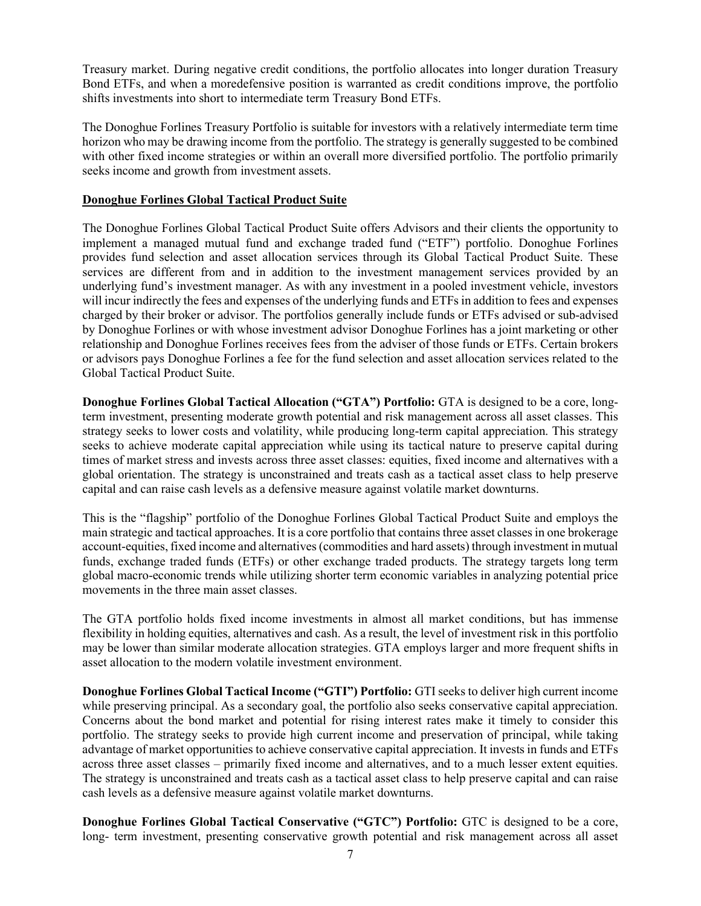Treasury market. During negative credit conditions, the portfolio allocates into longer duration Treasury Bond ETFs, and when a moredefensive position is warranted as credit conditions improve, the portfolio shifts investments into short to intermediate term Treasury Bond ETFs.

The Donoghue Forlines Treasury Portfolio is suitable for investors with a relatively intermediate term time horizon who may be drawing income from the portfolio. The strategy is generally suggested to be combined with other fixed income strategies or within an overall more diversified portfolio. The portfolio primarily seeks income and growth from investment assets.

**Donoghue Forlines Global Tactical Product Suite**

The Donoghue Forlines Global Tactical Product Suite offers Advisors and their clients the opportunity to implement a managed mutual fund and exchange traded fund ("ETF") portfolio. Donoghue Forlines provides fund selection and asset allocation services through its Global Tactical Product Suite. These services are different from and in addition to the investment management services provided by an underlying fund's investment manager. As with any investment in a pooled investment vehicle, investors will incur indirectly the fees and expenses of the underlying funds and ETFs in addition to fees and expenses charged by their broker or advisor. The portfolios generally include funds or ETFs advised or sub-advised by Donoghue Forlines or with whose investment advisor Donoghue Forlines has a joint marketing or other relationship and Donoghue Forlines receives fees from the adviser of those funds or ETFs. Certain brokers or advisors pays Donoghue Forlines a fee for the fund selection and asset allocation services related to the Global Tactical Product Suite.

**Donoghue Forlines Global Tactical Allocation ("GTA") Portfolio:** GTA is designed to be a core, long-term investment, presenting moderate growth potential and risk management across all asset classes. This strategy seeks to lower costs and volatility, while producing long-term capital appreciation. This strategy seeks to achieve moderate capital appreciation while using its tactical nature to preserve capital during times of market stress and invests across three asset classes: equities, fixed income and alternatives with a global orientation. The strategy is unconstrained and treats cash as a tactical asset class to help preserve capital and can raise cash levels as a defensive measure against volatile market downturns.

This is the "flagship" portfolio of the Donoghue Forlines Global Tactical Product Suite and employs the main strategic and tactical approaches. It is a core portfolio that contains three asset classes in one brokerage account-equities, fixed income and alternatives (commodities and hard assets) through investment in mutual funds, exchange traded funds (ETFs) or other exchange traded products. The strategy targets long term global macro-economic trends while utilizing shorter term economic variables in analyzing potential price movements in the three main asset classes.

The GTA portfolio holds fixed income investments in almost all market conditions, but has immense flexibility in holding equities, alternatives and cash. As a result, the level of investment risk in this portfolio may be lower than similar moderate allocation strategies. GTA employs larger and more frequent shifts in asset allocation to the modern volatile investment environment.

**Donoghue Forlines Global Tactical Income ("GTI") Portfolio:** GTI seeks to deliver high current income while preserving principal. As a secondary goal, the portfolio also seeks conservative capital appreciation. Concerns about the bond market and potential for rising interest rates make it timely to consider this portfolio. The strategy seeks to provide high current income and preservation of principal, while taking advantage of market opportunities to achieve conservative capital appreciation. It invests in funds and ETFs across three asset classes – primarily fixed income and alternatives, and to a much lesser extent equities. The strategy is unconstrained and treats cash as a tactical asset class to help preserve capital and can raise cash levels as a defensive measure against volatile market downturns.

**Donoghue Forlines Global Tactical Conservative ("GTC") Portfolio:** GTC is designed to be a core, long- term investment, presenting conservative growth potential and risk management across all asset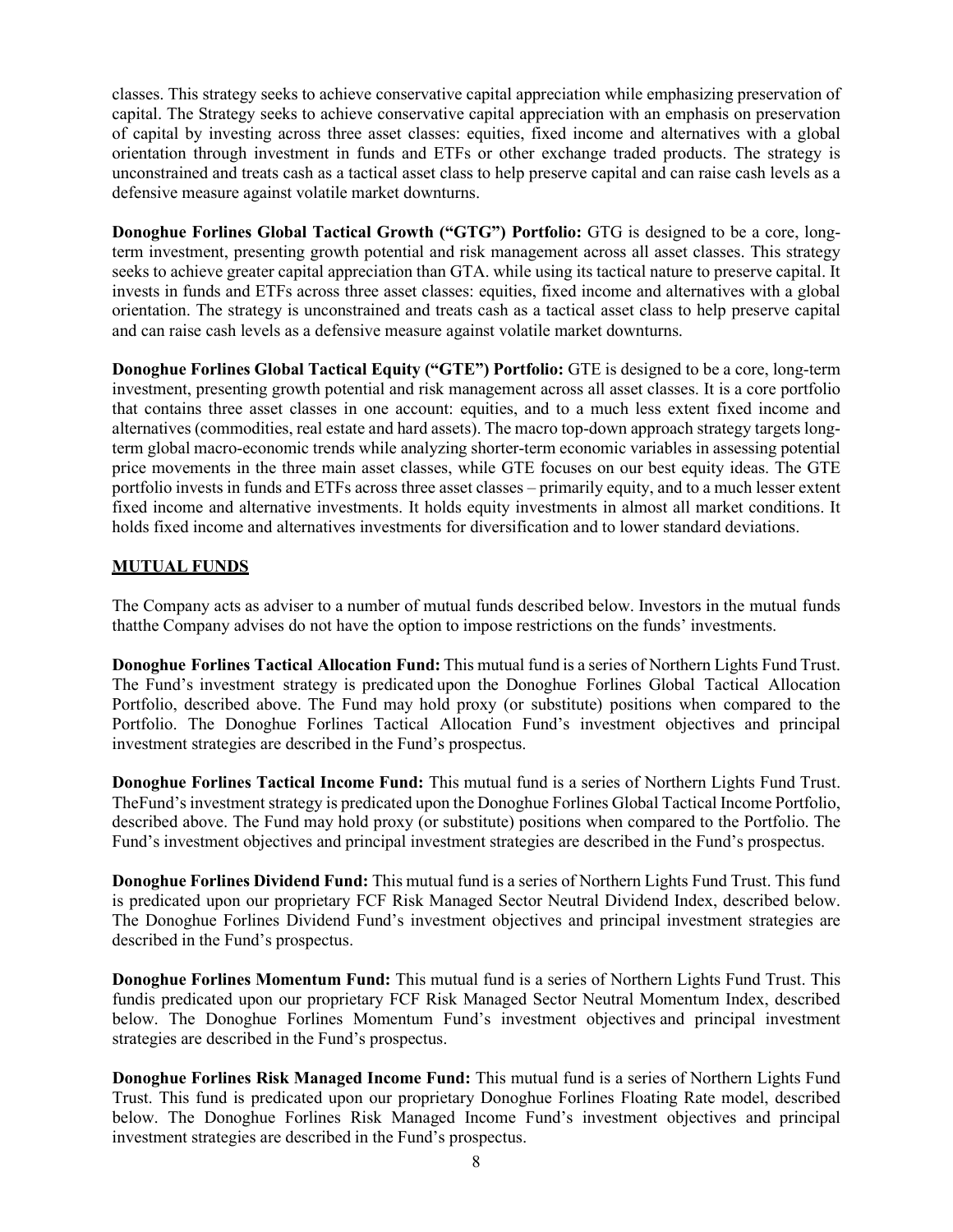classes. This strategy seeks to achieve conservative capital appreciation while emphasizing preservation of capital. The Strategy seeks to achieve conservative capital appreciation with an emphasis on preservation of capital by investing across three asset classes: equities, fixed income and alternatives with a global orientation through investment in funds and ETFs or other exchange traded products. The strategy is unconstrained and treats cash as a tactical asset class to help preserve capital and can raise cash levels as a defensive measure against volatile market downturns.

**Donoghue Forlines Global Tactical Growth ("GTG") Portfolio:** GTG is designed to be a core, long-term investment, presenting growth potential and risk management across all asset classes. This strategy seeks to achieve greater capital appreciation than GTA. while using its tactical nature to preserve capital. It invests in funds and ETFs across three asset classes: equities, fixed income and alternatives with a global orientation. The strategy is unconstrained and treats cash as a tactical asset class to help preserve capital and can raise cash levels as a defensive measure against volatile market downturns.

**Donoghue Forlines Global Tactical Equity ("GTE") Portfolio:** GTE is designed to be a core, long-term investment, presenting growth potential and risk management across all asset classes. It is a core portfolio that contains three asset classes in one account: equities, and to a much less extent fixed income and alternatives (commodities, real estate and hard assets). The macro top-down approach strategy targets long-term global macro-economic trends while analyzing shorter-term economic variables in assessing potential price movements in the three main asset classes, while GTE focuses on our best equity ideas. The GTE portfolio invests in funds and ETFs across three asset classes – primarily equity, and to a much lesser extent fixed income and alternative investments. It holds equity investments in almost all market conditions. It holds fixed income and alternatives investments for diversification and to lower standard deviations.

**MUTUAL FUNDS**

The Company acts as adviser to a number of mutual funds described below. Investors in the mutual funds thatthe Company advises do not have the option to impose restrictions on the funds' investments.

**Donoghue Forlines Tactical Allocation Fund:** This mutual fund is a series of Northern Lights Fund Trust. The Fund's investment strategy is predicated upon the Donoghue Forlines Global Tactical Allocation Portfolio, described above. The Fund may hold proxy (or substitute) positions when compared to the Portfolio. The Donoghue Forlines Tactical Allocation Fund's investment objectives and principal investment strategies are described in the Fund's prospectus.

**Donoghue Forlines Tactical Income Fund:** This mutual fund is a series of Northern Lights Fund Trust. TheFund's investment strategy is predicated upon the Donoghue Forlines Global Tactical Income Portfolio, described above. The Fund may hold proxy (or substitute) positions when compared to the Portfolio. The Fund's investment objectives and principal investment strategies are described in the Fund's prospectus.

**Donoghue Forlines Dividend Fund:** This mutual fund is a series of Northern Lights Fund Trust. This fund is predicated upon our proprietary FCF Risk Managed Sector Neutral Dividend Index, described below. The Donoghue Forlines Dividend Fund's investment objectives and principal investment strategies are described in the Fund's prospectus.

**Donoghue Forlines Momentum Fund:** This mutual fund is a series of Northern Lights Fund Trust. This fundis predicated upon our proprietary FCF Risk Managed Sector Neutral Momentum Index, described below. The Donoghue Forlines Momentum Fund's investment objectives and principal investment strategies are described in the Fund's prospectus.

**Donoghue Forlines Risk Managed Income Fund:** This mutual fund is a series of Northern Lights Fund Trust. This fund is predicated upon our proprietary Donoghue Forlines Floating Rate model, described below. The Donoghue Forlines Risk Managed Income Fund's investment objectives and principal investment strategies are described in the Fund's prospectus.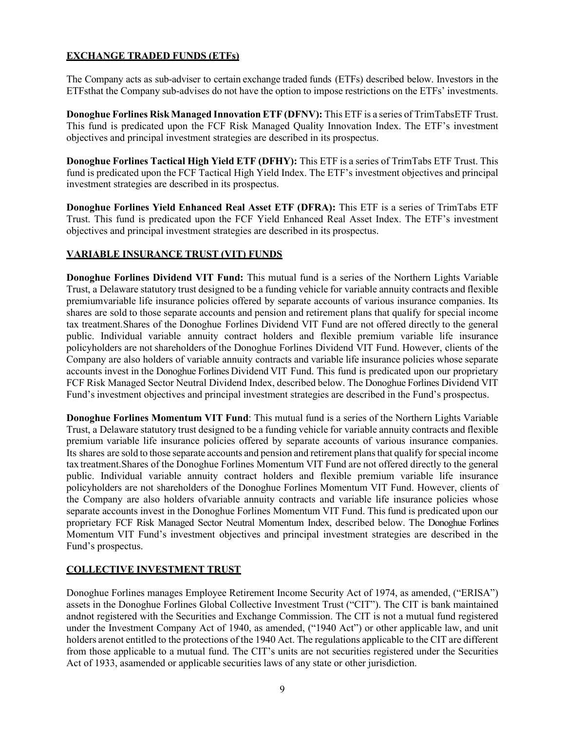## EXCHANGE TRADED FUNDS (ETFs)

The Company acts as sub-adviser to certain exchange traded funds (ETFs) described below. Investors in the ETFsthat the Company sub-advises do not have the option to impose restrictions on the ETFs' investments.

**Donoghue Forlines Risk Managed Innovation ETF (DFNV):** This ETF is a series of TrimTabsETF Trust. This fund is predicated upon the FCF Risk Managed Quality Innovation Index. The ETF's investment objectives and principal investment strategies are described in its prospectus.

**Donoghue Forlines Tactical High Yield ETF (DFHY):** This ETF is a series of TrimTabs ETF Trust. This fund is predicated upon the FCF Tactical High Yield Index. The ETF's investment objectives and principal investment strategies are described in its prospectus.

**Donoghue Forlines Yield Enhanced Real Asset ETF (DFRA):** This ETF is a series of TrimTabs ETF Trust. This fund is predicated upon the FCF Yield Enhanced Real Asset Index. The ETF's investment objectives and principal investment strategies are described in its prospectus.

## VARIABLE INSURANCE TRUST (VIT) FUNDS

**Donoghue Forlines Dividend VIT Fund:** This mutual fund is a series of the Northern Lights Variable Trust, a Delaware statutory trust designed to be a funding vehicle for variable annuity contracts and flexible premiumvariable life insurance policies offered by separate accounts of various insurance companies. Its shares are sold to those separate accounts and pension and retirement plans that qualify for special income tax treatment.Shares of the Donoghue Forlines Dividend VIT Fund are not offered directly to the general public. Individual variable annuity contract holders and flexible premium variable life insurance policyholders are not shareholders of the Donoghue Forlines Dividend VIT Fund. However, clients of the Company are also holders of variable annuity contracts and variable life insurance policies whose separate accounts invest in the Donoghue Forlines Dividend VIT Fund. This fund is predicated upon our proprietary FCF Risk Managed Sector Neutral Dividend Index, described below. The Donoghue Forlines Dividend VIT Fund's investment objectives and principal investment strategies are described in the Fund's prospectus.

**Donoghue Forlines Momentum VIT Fund**: This mutual fund is a series of the Northern Lights Variable Trust, a Delaware statutory trust designed to be a funding vehicle for variable annuity contracts and flexible premium variable life insurance policies offered by separate accounts of various insurance companies. Its shares are sold to those separate accounts and pension and retirement plans that qualify for special income tax treatment.Shares of the Donoghue Forlines Momentum VIT Fund are not offered directly to the general public. Individual variable annuity contract holders and flexible premium variable life insurance policyholders are not shareholders of the Donoghue Forlines Momentum VIT Fund. However, clients of the Company are also holders ofvariable annuity contracts and variable life insurance policies whose separate accounts invest in the Donoghue Forlines Momentum VIT Fund. This fund is predicated upon our proprietary FCF Risk Managed Sector Neutral Momentum Index, described below. The Donoghue Forlines Momentum VIT Fund's investment objectives and principal investment strategies are described in the Fund's prospectus.

## COLLECTIVE INVESTMENT TRUST

Donoghue Forlines manages Employee Retirement Income Security Act of 1974, as amended, ("ERISA") assets in the Donoghue Forlines Global Collective Investment Trust ("CIT"). The CIT is bank maintained andnot registered with the Securities and Exchange Commission. The CIT is not a mutual fund registered under the Investment Company Act of 1940, as amended, ("1940 Act") or other applicable law, and unit holders arenot entitled to the protections of the 1940 Act. The regulations applicable to the CIT are different from those applicable to a mutual fund. The CIT's units are not securities registered under the Securities Act of 1933, asamended or applicable securities laws of any state or other jurisdiction.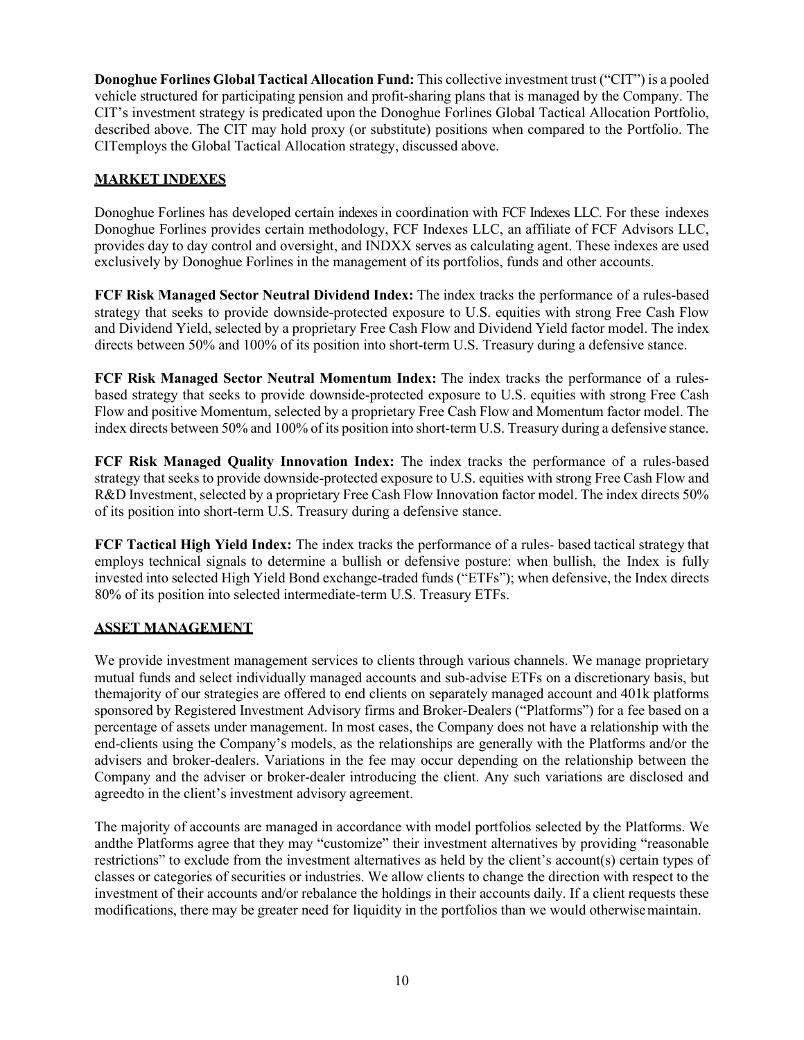**Donoghue Forlines Global Tactical Allocation Fund:** This collective investment trust ("CIT") is a pooled vehicle structured for participating pension and profit-sharing plans that is managed by the Company. The CIT's investment strategy is predicated upon the Donoghue Forlines Global Tactical Allocation Portfolio, described above. The CIT may hold proxy (or substitute) positions when compared to the Portfolio. The CITemploys the Global Tactical Allocation strategy, discussed above.

## MARKET INDEXES

Donoghue Forlines has developed certain indexes in coordination with FCF Indexes LLC. For these indexes Donoghue Forlines provides certain methodology, FCF Indexes LLC, an affiliate of FCF Advisors LLC, provides day to day control and oversight, and INDXX serves as calculating agent. These indexes are used exclusively by Donoghue Forlines in the management of its portfolios, funds and other accounts.

**FCF Risk Managed Sector Neutral Dividend Index:** The index tracks the performance of a rules-based strategy that seeks to provide downside-protected exposure to U.S. equities with strong Free Cash Flow and Dividend Yield, selected by a proprietary Free Cash Flow and Dividend Yield factor model. The index directs between 50% and 100% of its position into short-term U.S. Treasury during a defensive stance.

**FCF Risk Managed Sector Neutral Momentum Index:** The index tracks the performance of a rules-based strategy that seeks to provide downside-protected exposure to U.S. equities with strong Free Cash Flow and positive Momentum, selected by a proprietary Free Cash Flow and Momentum factor model. The index directs between 50% and 100% of its position into short-term U.S. Treasury during a defensive stance.

**FCF Risk Managed Quality Innovation Index:** The index tracks the performance of a rules-based strategy that seeks to provide downside-protected exposure to U.S. equities with strong Free Cash Flow and R&D Investment, selected by a proprietary Free Cash Flow Innovation factor model. The index directs 50% of its position into short-term U.S. Treasury during a defensive stance.

**FCF Tactical High Yield Index:** The index tracks the performance of a rules- based tactical strategy that employs technical signals to determine a bullish or defensive posture: when bullish, the Index is fully invested into selected High Yield Bond exchange-traded funds ("ETFs"); when defensive, the Index directs 80% of its position into selected intermediate-term U.S. Treasury ETFs.

## ASSET MANAGEMENT

We provide investment management services to clients through various channels. We manage proprietary mutual funds and select individually managed accounts and sub-advise ETFs on a discretionary basis, but themajority of our strategies are offered to end clients on separately managed account and 401k platforms sponsored by Registered Investment Advisory firms and Broker-Dealers ("Platforms") for a fee based on a percentage of assets under management. In most cases, the Company does not have a relationship with the end-clients using the Company's models, as the relationships are generally with the Platforms and/or the advisers and broker-dealers. Variations in the fee may occur depending on the relationship between the Company and the adviser or broker-dealer introducing the client. Any such variations are disclosed and agreedto in the client's investment advisory agreement.

The majority of accounts are managed in accordance with model portfolios selected by the Platforms. We andthe Platforms agree that they may "customize" their investment alternatives by providing "reasonable restrictions" to exclude from the investment alternatives as held by the client's account(s) certain types of classes or categories of securities or industries. We allow clients to change the direction with respect to the investment of their accounts and/or rebalance the holdings in their accounts daily. If a client requests these modifications, there may be greater need for liquidity in the portfolios than we would otherwisemaintain.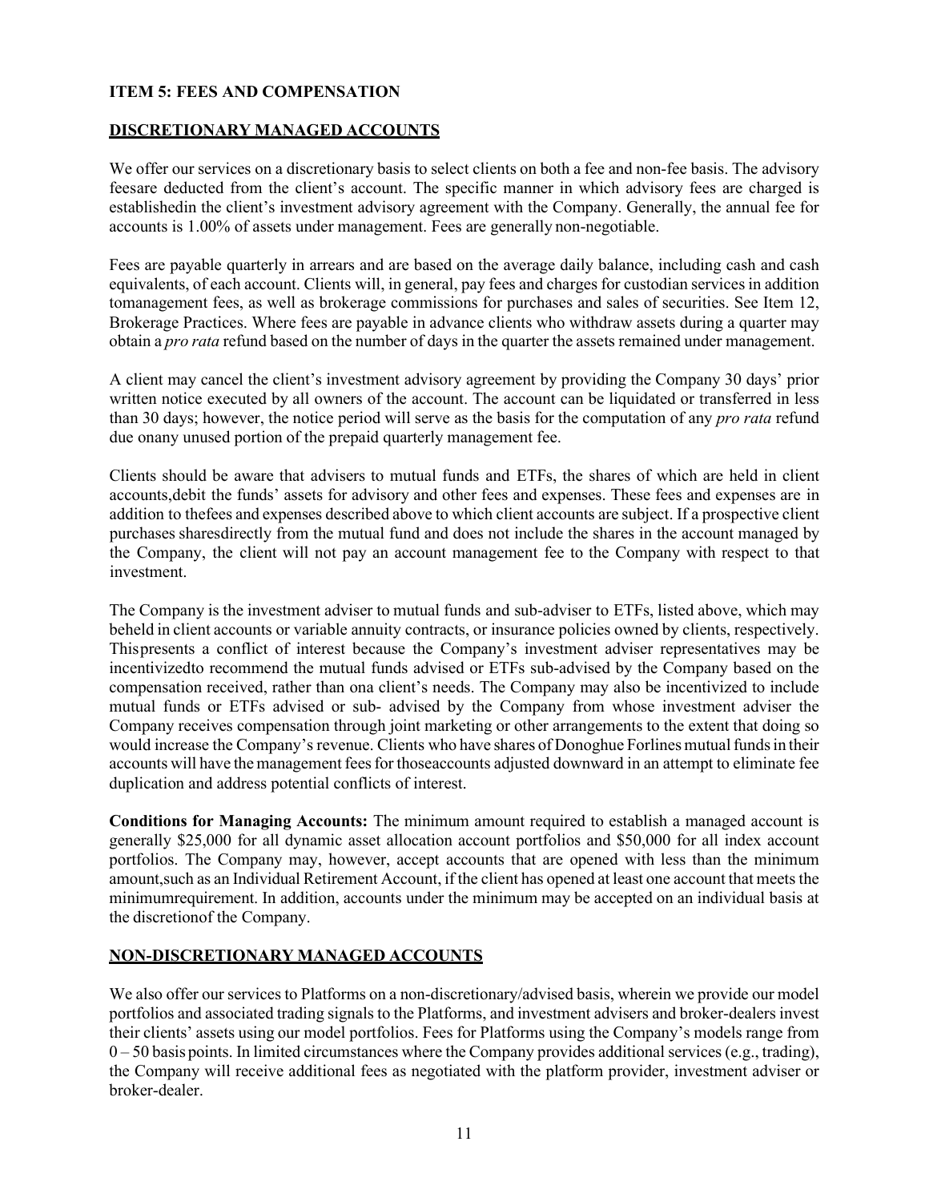## ITEM 5: FEES AND COMPENSATION

### DISCRETIONARY MANAGED ACCOUNTS

We offer our services on a discretionary basis to select clients on both a fee and non-fee basis. The advisory feesare deducted from the client's account. The specific manner in which advisory fees are charged is establishedin the client's investment advisory agreement with the Company. Generally, the annual fee for accounts is 1.00% of assets under management. Fees are generally non-negotiable.

Fees are payable quarterly in arrears and are based on the average daily balance, including cash and cash equivalents, of each account. Clients will, in general, pay fees and charges for custodian services in addition tomanagement fees, as well as brokerage commissions for purchases and sales of securities. See Item 12, Brokerage Practices. Where fees are payable in advance clients who withdraw assets during a quarter may obtain a *pro rata* refund based on the number of days in the quarter the assets remained under management.

A client may cancel the client's investment advisory agreement by providing the Company 30 days' prior written notice executed by all owners of the account. The account can be liquidated or transferred in less than 30 days; however, the notice period will serve as the basis for the computation of any *pro rata* refund due onany unused portion of the prepaid quarterly management fee.

Clients should be aware that advisers to mutual funds and ETFs, the shares of which are held in client accounts,debit the funds' assets for advisory and other fees and expenses. These fees and expenses are in addition to thefees and expenses described above to which client accounts are subject. If a prospective client purchases sharesdirectly from the mutual fund and does not include the shares in the account managed by the Company, the client will not pay an account management fee to the Company with respect to that investment.

The Company is the investment adviser to mutual funds and sub-adviser to ETFs, listed above, which may beheld in client accounts or variable annuity contracts, or insurance policies owned by clients, respectively. Thispresents a conflict of interest because the Company's investment adviser representatives may be incentivizedto recommend the mutual funds advised or ETFs sub-advised by the Company based on the compensation received, rather than ona client's needs. The Company may also be incentivized to include mutual funds or ETFs advised or sub- advised by the Company from whose investment adviser the Company receives compensation through joint marketing or other arrangements to the extent that doing so would increase the Company's revenue. Clients who have shares of Donoghue Forlines mutual funds in their accounts will have the management fees for thoseaccounts adjusted downward in an attempt to eliminate fee duplication and address potential conflicts of interest.

**Conditions for Managing Accounts:** The minimum amount required to establish a managed account is generally $25,000 for all dynamic asset allocation account portfolios and $50,000 for all index account portfolios. The Company may, however, accept accounts that are opened with less than the minimum amount,such as an Individual Retirement Account, if the client has opened at least one account that meets the minimumrequirement. In addition, accounts under the minimum may be accepted on an individual basis at the discretionof the Company.

### NON-DISCRETIONARY MANAGED ACCOUNTS

We also offer our services to Platforms on a non-discretionary/advised basis, wherein we provide our model portfolios and associated trading signals to the Platforms, and investment advisers and broker-dealers invest their clients' assets using our model portfolios. Fees for Platforms using the Company's models range from 0 – 50 basis points. In limited circumstances where the Company provides additional services (e.g., trading), the Company will receive additional fees as negotiated with the platform provider, investment adviser or broker-dealer.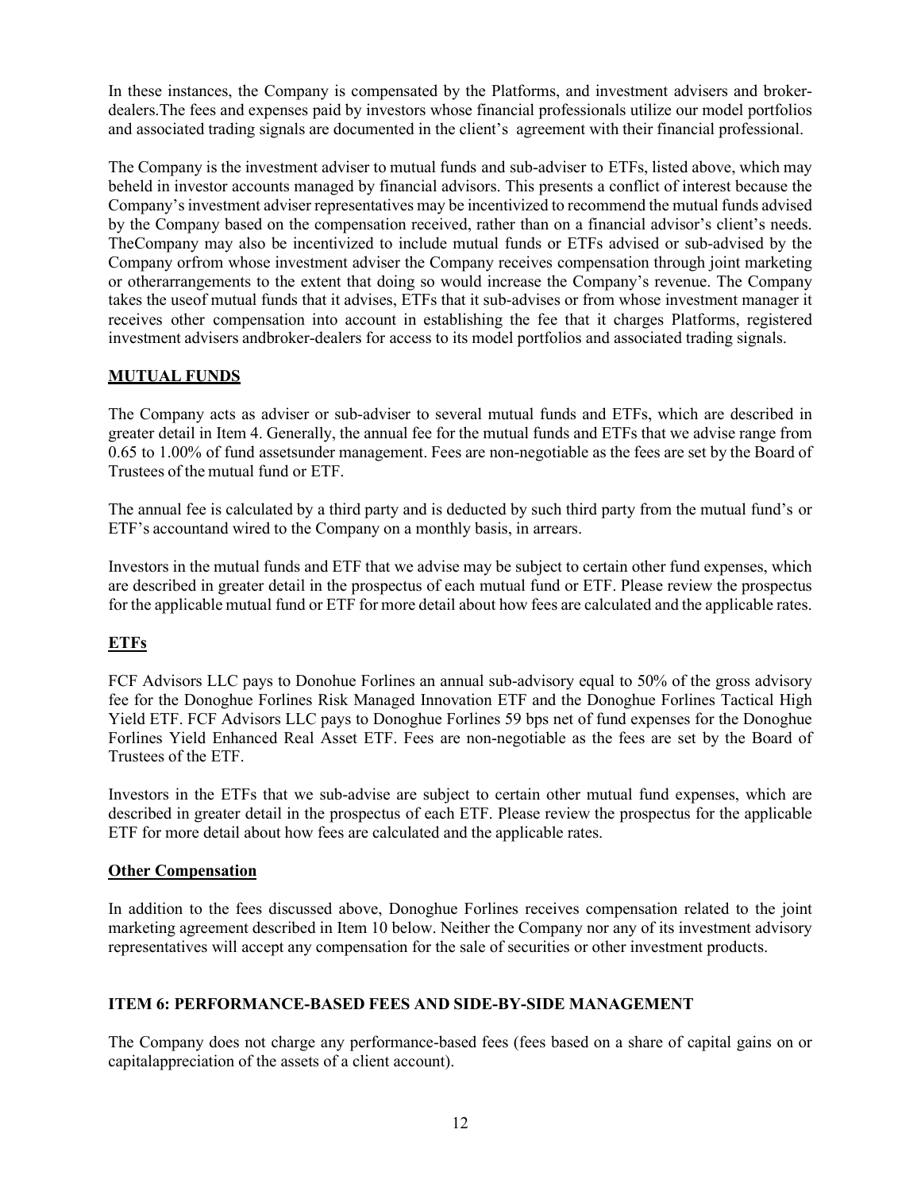In these instances, the Company is compensated by the Platforms, and investment advisers and broker-dealers.The fees and expenses paid by investors whose financial professionals utilize our model portfolios and associated trading signals are documented in the client's agreement with their financial professional.

The Company is the investment adviser to mutual funds and sub-adviser to ETFs, listed above, which may beheld in investor accounts managed by financial advisors. This presents a conflict of interest because the Company's investment adviser representatives may be incentivized to recommend the mutual funds advised by the Company based on the compensation received, rather than on a financial advisor's client's needs. TheCompany may also be incentivized to include mutual funds or ETFs advised or sub-advised by the Company orfrom whose investment adviser the Company receives compensation through joint marketing or otherarrangements to the extent that doing so would increase the Company's revenue. The Company takes the useof mutual funds that it advises, ETFs that it sub-advises or from whose investment manager it receives other compensation into account in establishing the fee that it charges Platforms, registered investment advisers andbroker-dealers for access to its model portfolios and associated trading signals.

**MUTUAL FUNDS**

The Company acts as adviser or sub-adviser to several mutual funds and ETFs, which are described in greater detail in Item 4. Generally, the annual fee for the mutual funds and ETFs that we advise range from 0.65 to 1.00% of fund assetsunder management. Fees are non-negotiable as the fees are set by the Board of Trustees of the mutual fund or ETF.

The annual fee is calculated by a third party and is deducted by such third party from the mutual fund's or ETF's accountand wired to the Company on a monthly basis, in arrears.

Investors in the mutual funds and ETF that we advise may be subject to certain other fund expenses, which are described in greater detail in the prospectus of each mutual fund or ETF. Please review the prospectus for the applicable mutual fund or ETF for more detail about how fees are calculated and the applicable rates.

**ETFs**

FCF Advisors LLC pays to Donohue Forlines an annual sub-advisory equal to 50% of the gross advisory fee for the Donoghue Forlines Risk Managed Innovation ETF and the Donoghue Forlines Tactical High Yield ETF. FCF Advisors LLC pays to Donoghue Forlines 59 bps net of fund expenses for the Donoghue Forlines Yield Enhanced Real Asset ETF. Fees are non-negotiable as the fees are set by the Board of Trustees of the ETF.

Investors in the ETFs that we sub-advise are subject to certain other mutual fund expenses, which are described in greater detail in the prospectus of each ETF. Please review the prospectus for the applicable ETF for more detail about how fees are calculated and the applicable rates.

**Other Compensation**

In addition to the fees discussed above, Donoghue Forlines receives compensation related to the joint marketing agreement described in Item 10 below. Neither the Company nor any of its investment advisory representatives will accept any compensation for the sale of securities or other investment products.

## ITEM 6: PERFORMANCE-BASED FEES AND SIDE-BY-SIDE MANAGEMENT

The Company does not charge any performance-based fees (fees based on a share of capital gains on or capitalappreciation of the assets of a client account).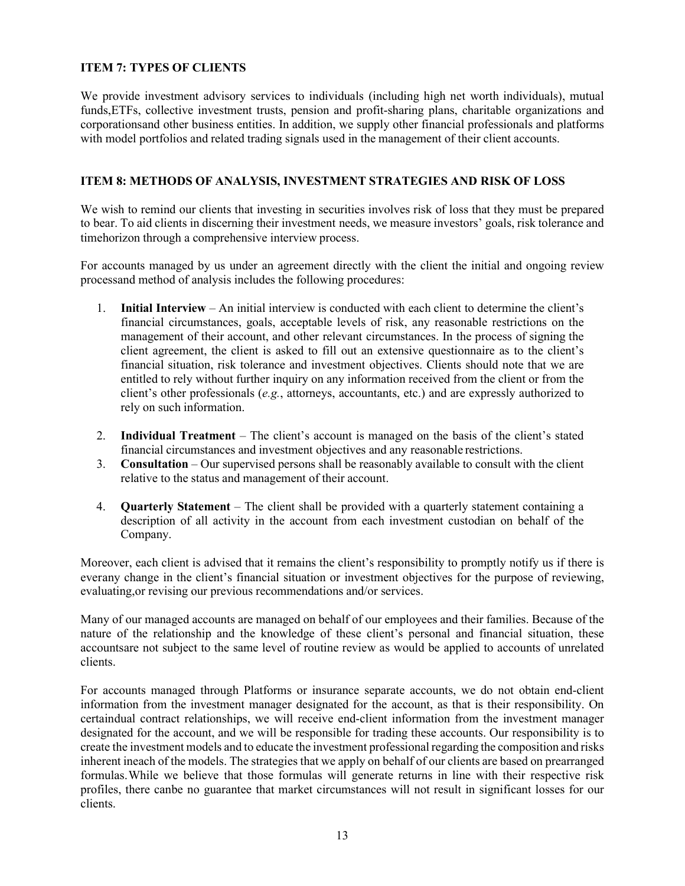## ITEM 7: TYPES OF CLIENTS

We provide investment advisory services to individuals (including high net worth individuals), mutual funds,ETFs, collective investment trusts, pension and profit-sharing plans, charitable organizations and corporationsand other business entities. In addition, we supply other financial professionals and platforms with model portfolios and related trading signals used in the management of their client accounts.

## ITEM 8: METHODS OF ANALYSIS, INVESTMENT STRATEGIES AND RISK OF LOSS

We wish to remind our clients that investing in securities involves risk of loss that they must be prepared to bear. To aid clients in discerning their investment needs, we measure investors' goals, risk tolerance and timehorizon through a comprehensive interview process.

For accounts managed by us under an agreement directly with the client the initial and ongoing review processand method of analysis includes the following procedures:

1. **Initial Interview** – An initial interview is conducted with each client to determine the client's financial circumstances, goals, acceptable levels of risk, any reasonable restrictions on the management of their account, and other relevant circumstances. In the process of signing the client agreement, the client is asked to fill out an extensive questionnaire as to the client's financial situation, risk tolerance and investment objectives. Clients should note that we are entitled to rely without further inquiry on any information received from the client or from the client's other professionals (*e.g.*, attorneys, accountants, etc.) and are expressly authorized to rely on such information.

2. **Individual Treatment** – The client's account is managed on the basis of the client's stated financial circumstances and investment objectives and any reasonable restrictions.
3. **Consultation** – Our supervised persons shall be reasonably available to consult with the client relative to the status and management of their account.

4. **Quarterly Statement** – The client shall be provided with a quarterly statement containing a description of all activity in the account from each investment custodian on behalf of the Company.

Moreover, each client is advised that it remains the client's responsibility to promptly notify us if there is everany change in the client's financial situation or investment objectives for the purpose of reviewing, evaluating,or revising our previous recommendations and/or services.

Many of our managed accounts are managed on behalf of our employees and their families. Because of the nature of the relationship and the knowledge of these client's personal and financial situation, these accountsare not subject to the same level of routine review as would be applied to accounts of unrelated clients.

For accounts managed through Platforms or insurance separate accounts, we do not obtain end-client information from the investment manager designated for the account, as that is their responsibility. On certaindual contract relationships, we will receive end-client information from the investment manager designated for the account, and we will be responsible for trading these accounts. Our responsibility is to create the investment models and to educate the investment professional regarding the composition and risks inherent ineach of the models. The strategies that we apply on behalf of our clients are based on prearranged formulas.While we believe that those formulas will generate returns in line with their respective risk profiles, there canbe no guarantee that market circumstances will not result in significant losses for our clients.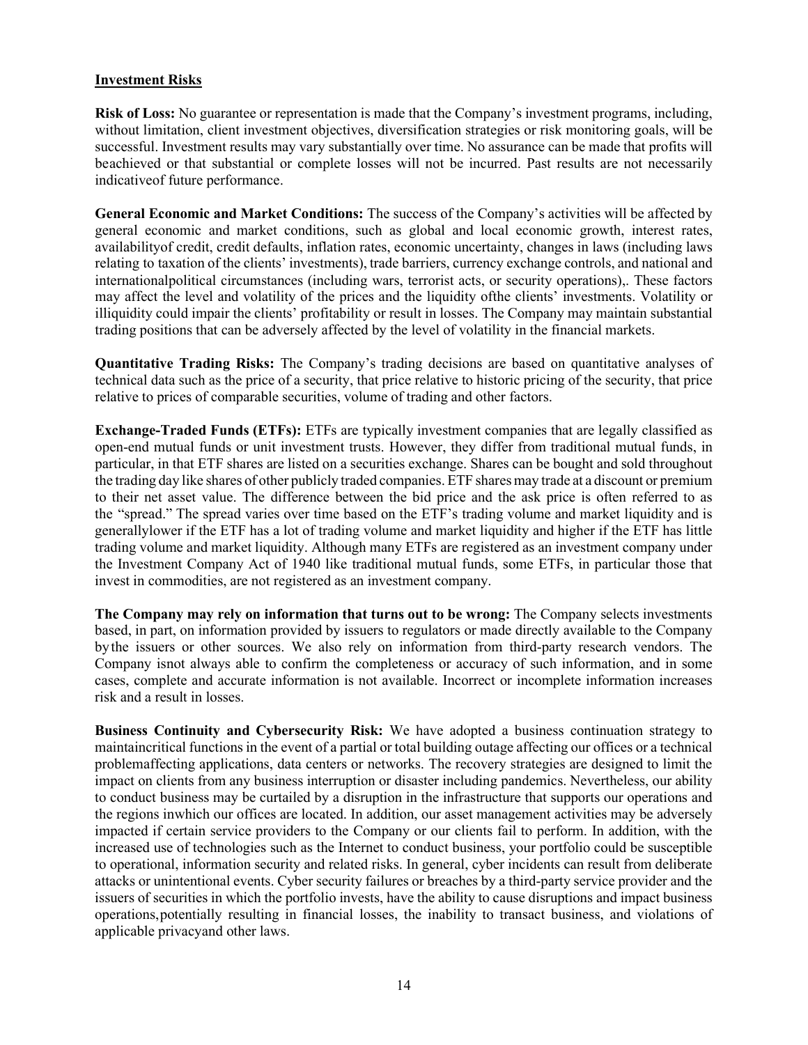## Investment Risks

**Risk of Loss:** No guarantee or representation is made that the Company's investment programs, including, without limitation, client investment objectives, diversification strategies or risk monitoring goals, will be successful. Investment results may vary substantially over time. No assurance can be made that profits will beachieved or that substantial or complete losses will not be incurred. Past results are not necessarily indicativeof future performance.

**General Economic and Market Conditions:** The success of the Company's activities will be affected by general economic and market conditions, such as global and local economic growth, interest rates, availabilityof credit, credit defaults, inflation rates, economic uncertainty, changes in laws (including laws relating to taxation of the clients' investments), trade barriers, currency exchange controls, and national and internationalpolitical circumstances (including wars, terrorist acts, or security operations),. These factors may affect the level and volatility of the prices and the liquidity ofthe clients' investments. Volatility or illiquidity could impair the clients' profitability or result in losses. The Company may maintain substantial trading positions that can be adversely affected by the level of volatility in the financial markets.

**Quantitative Trading Risks:** The Company's trading decisions are based on quantitative analyses of technical data such as the price of a security, that price relative to historic pricing of the security, that price relative to prices of comparable securities, volume of trading and other factors.

**Exchange-Traded Funds (ETFs):** ETFs are typically investment companies that are legally classified as open-end mutual funds or unit investment trusts. However, they differ from traditional mutual funds, in particular, in that ETF shares are listed on a securities exchange. Shares can be bought and sold throughout the trading day like shares of other publicly traded companies. ETF shares may trade at a discount or premium to their net asset value. The difference between the bid price and the ask price is often referred to as the "spread." The spread varies over time based on the ETF's trading volume and market liquidity and is generallylower if the ETF has a lot of trading volume and market liquidity and higher if the ETF has little trading volume and market liquidity. Although many ETFs are registered as an investment company under the Investment Company Act of 1940 like traditional mutual funds, some ETFs, in particular those that invest in commodities, are not registered as an investment company.

**The Company may rely on information that turns out to be wrong:** The Company selects investments based, in part, on information provided by issuers to regulators or made directly available to the Company bythe issuers or other sources. We also rely on information from third-party research vendors. The Company isnot always able to confirm the completeness or accuracy of such information, and in some cases, complete and accurate information is not available. Incorrect or incomplete information increases risk and a result in losses.

**Business Continuity and Cybersecurity Risk:** We have adopted a business continuation strategy to maintaincritical functions in the event of a partial or total building outage affecting our offices or a technical problemaffecting applications, data centers or networks. The recovery strategies are designed to limit the impact on clients from any business interruption or disaster including pandemics. Nevertheless, our ability to conduct business may be curtailed by a disruption in the infrastructure that supports our operations and the regions inwhich our offices are located. In addition, our asset management activities may be adversely impacted if certain service providers to the Company or our clients fail to perform. In addition, with the increased use of technologies such as the Internet to conduct business, your portfolio could be susceptible to operational, information security and related risks. In general, cyber incidents can result from deliberate attacks or unintentional events. Cyber security failures or breaches by a third-party service provider and the issuers of securities in which the portfolio invests, have the ability to cause disruptions and impact business operations,potentially resulting in financial losses, the inability to transact business, and violations of applicable privacyand other laws.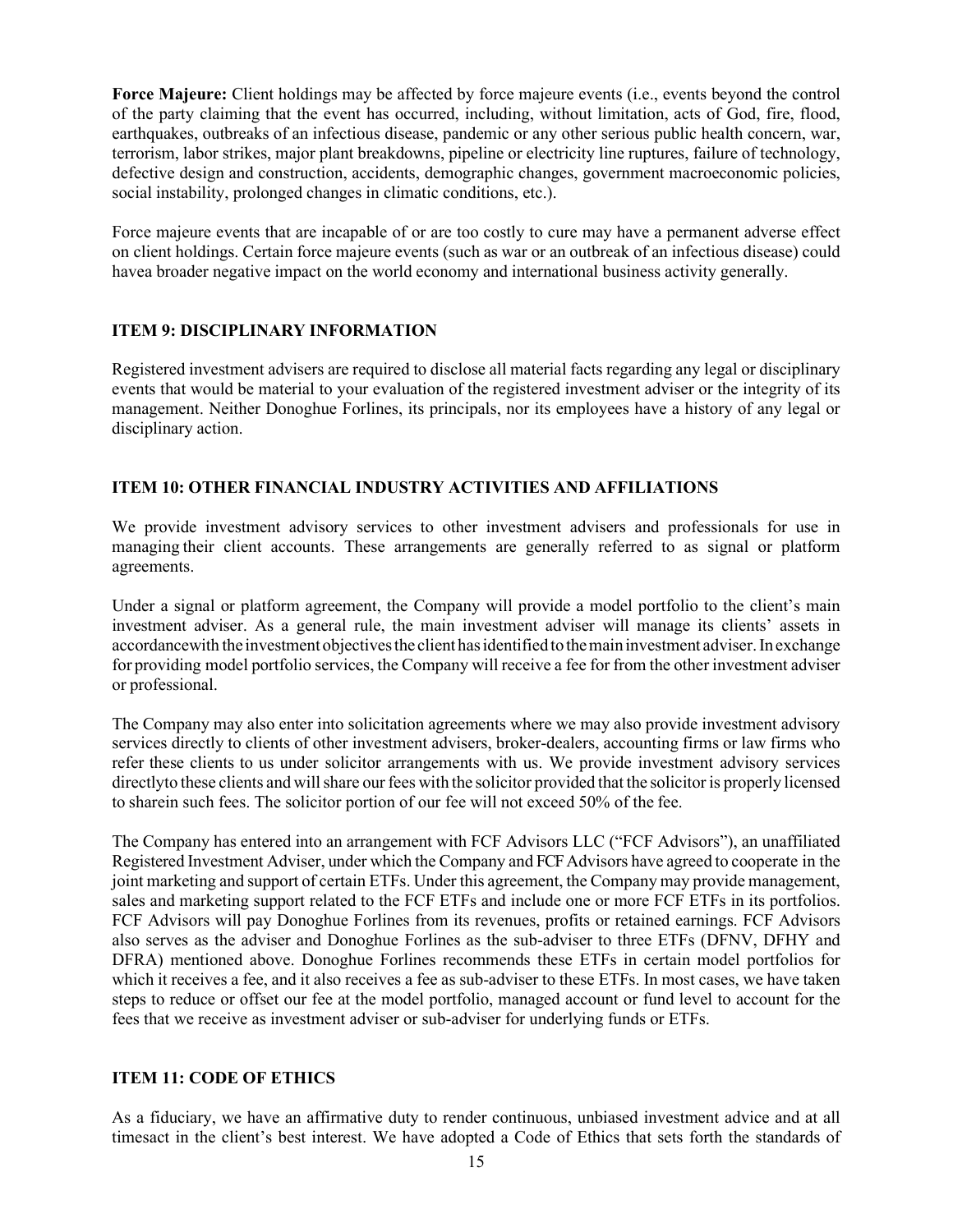**Force Majeure:** Client holdings may be affected by force majeure events (i.e., events beyond the control of the party claiming that the event has occurred, including, without limitation, acts of God, fire, flood, earthquakes, outbreaks of an infectious disease, pandemic or any other serious public health concern, war, terrorism, labor strikes, major plant breakdowns, pipeline or electricity line ruptures, failure of technology, defective design and construction, accidents, demographic changes, government macroeconomic policies, social instability, prolonged changes in climatic conditions, etc.).

Force majeure events that are incapable of or are too costly to cure may have a permanent adverse effect on client holdings. Certain force majeure events (such as war or an outbreak of an infectious disease) could havea broader negative impact on the world economy and international business activity generally.

## ITEM 9: DISCIPLINARY INFORMATION

Registered investment advisers are required to disclose all material facts regarding any legal or disciplinary events that would be material to your evaluation of the registered investment adviser or the integrity of its management. Neither Donoghue Forlines, its principals, nor its employees have a history of any legal or disciplinary action.

## ITEM 10: OTHER FINANCIAL INDUSTRY ACTIVITIES AND AFFILIATIONS

We provide investment advisory services to other investment advisers and professionals for use in managing their client accounts. These arrangements are generally referred to as signal or platform agreements.

Under a signal or platform agreement, the Company will provide a model portfolio to the client's main investment adviser. As a general rule, the main investment adviser will manage its clients' assets in accordancewith the investment objectives the client has identified to the main investment adviser. In exchange for providing model portfolio services, the Company will receive a fee for from the other investment adviser or professional.

The Company may also enter into solicitation agreements where we may also provide investment advisory services directly to clients of other investment advisers, broker-dealers, accounting firms or law firms who refer these clients to us under solicitor arrangements with us. We provide investment advisory services directlyto these clients and will share our fees with the solicitor provided that the solicitor is properly licensed to sharein such fees. The solicitor portion of our fee will not exceed 50% of the fee.

The Company has entered into an arrangement with FCF Advisors LLC ("FCF Advisors"), an unaffiliated Registered Investment Adviser, under which the Company and FCF Advisors have agreed to cooperate in the joint marketing and support of certain ETFs. Under this agreement, the Company may provide management, sales and marketing support related to the FCF ETFs and include one or more FCF ETFs in its portfolios. FCF Advisors will pay Donoghue Forlines from its revenues, profits or retained earnings. FCF Advisors also serves as the adviser and Donoghue Forlines as the sub-adviser to three ETFs (DFNV, DFHY and DFRA) mentioned above. Donoghue Forlines recommends these ETFs in certain model portfolios for which it receives a fee, and it also receives a fee as sub-adviser to these ETFs. In most cases, we have taken steps to reduce or offset our fee at the model portfolio, managed account or fund level to account for the fees that we receive as investment adviser or sub-adviser for underlying funds or ETFs.

## ITEM 11: CODE OF ETHICS

As a fiduciary, we have an affirmative duty to render continuous, unbiased investment advice and at all timesact in the client's best interest. We have adopted a Code of Ethics that sets forth the standards of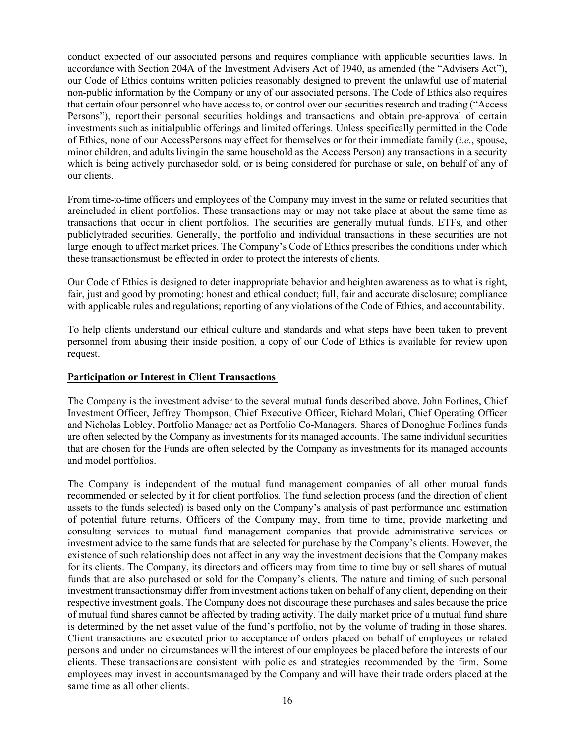conduct expected of our associated persons and requires compliance with applicable securities laws. In accordance with Section 204A of the Investment Advisers Act of 1940, as amended (the "Advisers Act"), our Code of Ethics contains written policies reasonably designed to prevent the unlawful use of material non-public information by the Company or any of our associated persons. The Code of Ethics also requires that certain ofour personnel who have access to, or control over our securities research and trading ("Access Persons"), reporttheir personal securities holdings and transactions and obtain pre-approval of certain investments such as initialpublic offerings and limited offerings. Unless specifically permitted in the Code of Ethics, none of our AccessPersons may effect for themselves or for their immediate family (*i.e.*, spouse, minor children, and adults livingin the same household as the Access Person) any transactions in a security which is being actively purchasedor sold, or is being considered for purchase or sale, on behalf of any of our clients.

From time-to-time officers and employees of the Company may invest in the same or related securities that areincluded in client portfolios. These transactions may or may not take place at about the same time as transactions that occur in client portfolios. The securities are generally mutual funds, ETFs, and other publiclytraded securities. Generally, the portfolio and individual transactions in these securities are not large enough to affect market prices. The Company's Code of Ethics prescribes the conditions under which these transactionsmust be effected in order to protect the interests of clients.

Our Code of Ethics is designed to deter inappropriate behavior and heighten awareness as to what is right, fair, just and good by promoting: honest and ethical conduct; full, fair and accurate disclosure; compliance with applicable rules and regulations; reporting of any violations of the Code of Ethics, and accountability.

To help clients understand our ethical culture and standards and what steps have been taken to prevent personnel from abusing their inside position, a copy of our Code of Ethics is available for review upon request.

**Participation or Interest in Client Transactions**

The Company is the investment adviser to the several mutual funds described above. John Forlines, Chief Investment Officer, Jeffrey Thompson, Chief Executive Officer, Richard Molari, Chief Operating Officer and Nicholas Lobley, Portfolio Manager act as Portfolio Co-Managers. Shares of Donoghue Forlines funds are often selected by the Company as investments for its managed accounts. The same individual securities that are chosen for the Funds are often selected by the Company as investments for its managed accounts and model portfolios.

The Company is independent of the mutual fund management companies of all other mutual funds recommended or selected by it for client portfolios. The fund selection process (and the direction of client assets to the funds selected) is based only on the Company's analysis of past performance and estimation of potential future returns. Officers of the Company may, from time to time, provide marketing and consulting services to mutual fund management companies that provide administrative services or investment advice to the same funds that are selected for purchase by the Company's clients. However, the existence of such relationship does not affect in any way the investment decisions that the Company makes for its clients. The Company, its directors and officers may from time to time buy or sell shares of mutual funds that are also purchased or sold for the Company's clients. The nature and timing of such personal investment transactionsmay differ from investment actions taken on behalf of any client, depending on their respective investment goals. The Company does not discourage these purchases and sales because the price of mutual fund shares cannot be affected by trading activity. The daily market price of a mutual fund share is determined by the net asset value of the fund's portfolio, not by the volume of trading in those shares. Client transactions are executed prior to acceptance of orders placed on behalf of employees or related persons and under no circumstances will the interest of our employees be placed before the interests of our clients. These transactions are consistent with policies and strategies recommended by the firm. Some employees may invest in accountsmanaged by the Company and will have their trade orders placed at the same time as all other clients.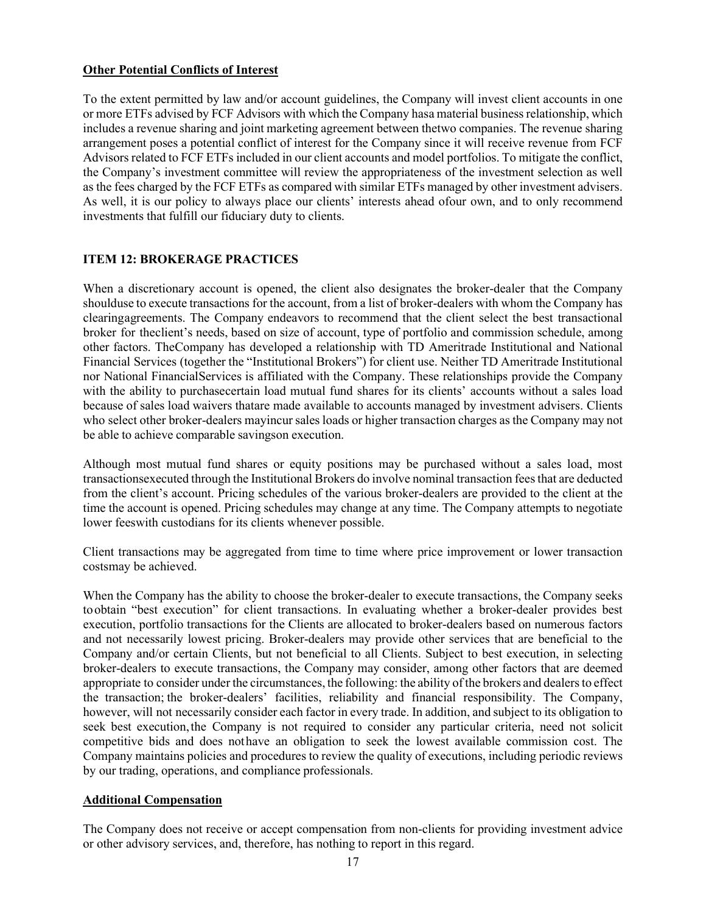**Other Potential Conflicts of Interest**

To the extent permitted by law and/or account guidelines, the Company will invest client accounts in one or more ETFs advised by FCF Advisors with which the Company hasa material business relationship, which includes a revenue sharing and joint marketing agreement between thetwo companies. The revenue sharing arrangement poses a potential conflict of interest for the Company since it will receive revenue from FCF Advisors related to FCF ETFs included in our client accounts and model portfolios. To mitigate the conflict, the Company's investment committee will review the appropriateness of the investment selection as well as the fees charged by the FCF ETFs as compared with similar ETFs managed by other investment advisers. As well, it is our policy to always place our clients' interests ahead ofour own, and to only recommend investments that fulfill our fiduciary duty to clients.

## ITEM 12: BROKERAGE PRACTICES

When a discretionary account is opened, the client also designates the broker-dealer that the Company shoulduse to execute transactions for the account, from a list of broker-dealers with whom the Company has clearingagreements. The Company endeavors to recommend that the client select the best transactional broker for theclient's needs, based on size of account, type of portfolio and commission schedule, among other factors. TheCompany has developed a relationship with TD Ameritrade Institutional and National Financial Services (together the "Institutional Brokers") for client use. Neither TD Ameritrade Institutional nor National FinancialServices is affiliated with the Company. These relationships provide the Company with the ability to purchasecertain load mutual fund shares for its clients' accounts without a sales load because of sales load waivers thatare made available to accounts managed by investment advisers. Clients who select other broker-dealers mayincur sales loads or higher transaction charges as the Company may not be able to achieve comparable savingson execution.

Although most mutual fund shares or equity positions may be purchased without a sales load, most transactionsexecuted through the Institutional Brokers do involve nominal transaction fees that are deducted from the client's account. Pricing schedules of the various broker-dealers are provided to the client at the time the account is opened. Pricing schedules may change at any time. The Company attempts to negotiate lower feeswith custodians for its clients whenever possible.

Client transactions may be aggregated from time to time where price improvement or lower transaction costsmay be achieved.

When the Company has the ability to choose the broker-dealer to execute transactions, the Company seeks to obtain "best execution" for client transactions. In evaluating whether a broker-dealer provides best execution, portfolio transactions for the Clients are allocated to broker-dealers based on numerous factors and not necessarily lowest pricing. Broker-dealers may provide other services that are beneficial to the Company and/or certain Clients, but not beneficial to all Clients. Subject to best execution, in selecting broker-dealers to execute transactions, the Company may consider, among other factors that are deemed appropriate to consider under the circumstances, the following: the ability of the brokers and dealers to effect the transaction; the broker-dealers' facilities, reliability and financial responsibility. The Company, however, will not necessarily consider each factor in every trade. In addition, and subject to its obligation to seek best execution, the Company is not required to consider any particular criteria, need not solicit competitive bids and does not have an obligation to seek the lowest available commission cost. The Company maintains policies and procedures to review the quality of executions, including periodic reviews by our trading, operations, and compliance professionals.

**Additional Compensation**

The Company does not receive or accept compensation from non-clients for providing investment advice or other advisory services, and, therefore, has nothing to report in this regard.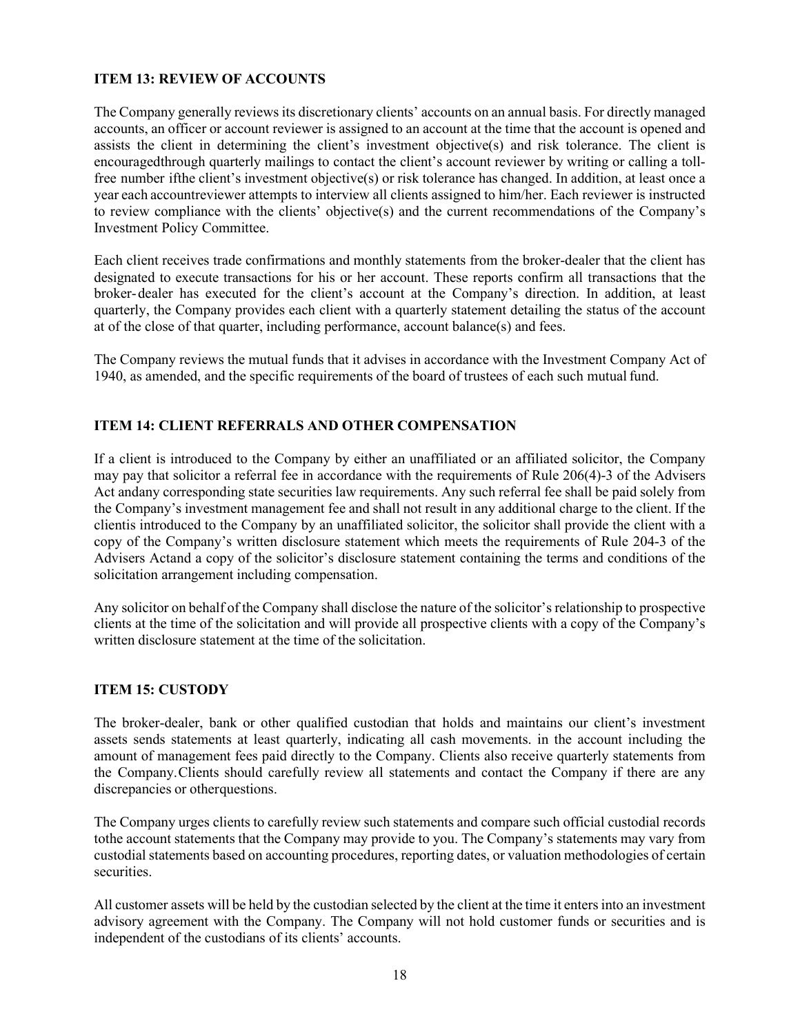## ITEM 13: REVIEW OF ACCOUNTS

The Company generally reviews its discretionary clients' accounts on an annual basis. For directly managed accounts, an officer or account reviewer is assigned to an account at the time that the account is opened and assists the client in determining the client's investment objective(s) and risk tolerance. The client is encouragedthrough quarterly mailings to contact the client's account reviewer by writing or calling a toll-free number ifthe client's investment objective(s) or risk tolerance has changed. In addition, at least once a year each accountreviewer attempts to interview all clients assigned to him/her. Each reviewer is instructed to review compliance with the clients' objective(s) and the current recommendations of the Company's Investment Policy Committee.

Each client receives trade confirmations and monthly statements from the broker-dealer that the client has designated to execute transactions for his or her account. These reports confirm all transactions that the broker- dealer has executed for the client's account at the Company's direction. In addition, at least quarterly, the Company provides each client with a quarterly statement detailing the status of the account at of the close of that quarter, including performance, account balance(s) and fees.

The Company reviews the mutual funds that it advises in accordance with the Investment Company Act of 1940, as amended, and the specific requirements of the board of trustees of each such mutual fund.

## ITEM 14: CLIENT REFERRALS AND OTHER COMPENSATION

If a client is introduced to the Company by either an unaffiliated or an affiliated solicitor, the Company may pay that solicitor a referral fee in accordance with the requirements of Rule 206(4)-3 of the Advisers Act andany corresponding state securities law requirements. Any such referral fee shall be paid solely from the Company's investment management fee and shall not result in any additional charge to the client. If the clientis introduced to the Company by an unaffiliated solicitor, the solicitor shall provide the client with a copy of the Company's written disclosure statement which meets the requirements of Rule 204-3 of the Advisers Actand a copy of the solicitor's disclosure statement containing the terms and conditions of the solicitation arrangement including compensation.

Any solicitor on behalf of the Company shall disclose the nature of the solicitor's relationship to prospective clients at the time of the solicitation and will provide all prospective clients with a copy of the Company's written disclosure statement at the time of the solicitation.

## ITEM 15: CUSTODY

The broker-dealer, bank or other qualified custodian that holds and maintains our client's investment assets sends statements at least quarterly, indicating all cash movements. in the account including the amount of management fees paid directly to the Company. Clients also receive quarterly statements from the Company.Clients should carefully review all statements and contact the Company if there are any discrepancies or otherquestions.

The Company urges clients to carefully review such statements and compare such official custodial records tothe account statements that the Company may provide to you. The Company's statements may vary from custodial statements based on accounting procedures, reporting dates, or valuation methodologies of certain securities.

All customer assets will be held by the custodian selected by the client at the time it enters into an investment advisory agreement with the Company. The Company will not hold customer funds or securities and is independent of the custodians of its clients' accounts.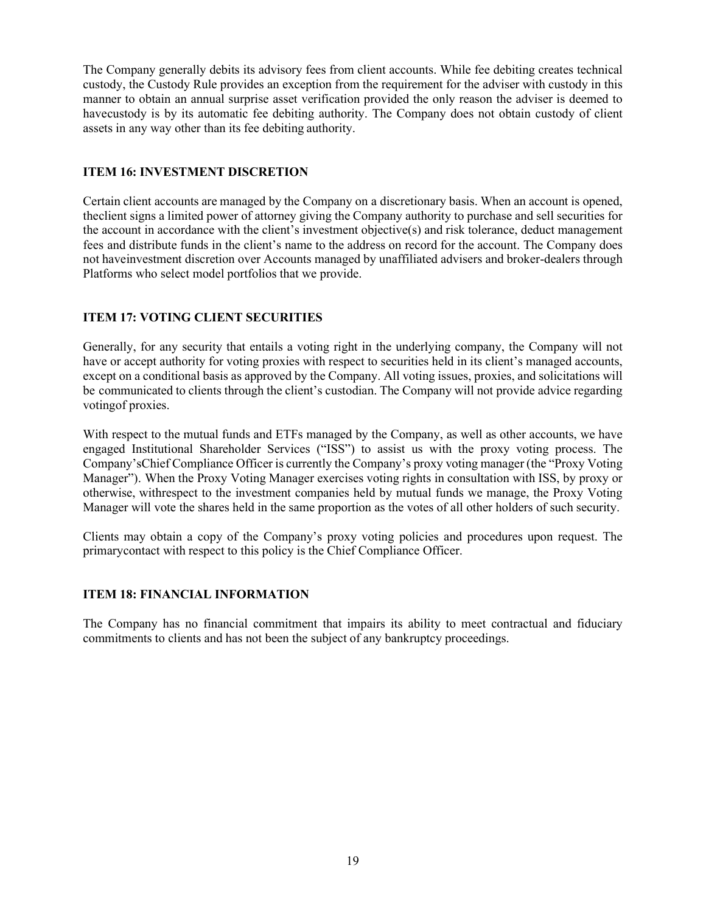The Company generally debits its advisory fees from client accounts. While fee debiting creates technical custody, the Custody Rule provides an exception from the requirement for the adviser with custody in this manner to obtain an annual surprise asset verification provided the only reason the adviser is deemed to havecustody is by its automatic fee debiting authority. The Company does not obtain custody of client assets in any way other than its fee debiting authority.

### ITEM 16: INVESTMENT DISCRETION

Certain client accounts are managed by the Company on a discretionary basis. When an account is opened, theclient signs a limited power of attorney giving the Company authority to purchase and sell securities for the account in accordance with the client's investment objective(s) and risk tolerance, deduct management fees and distribute funds in the client's name to the address on record for the account. The Company does not haveinvestment discretion over Accounts managed by unaffiliated advisers and broker-dealers through Platforms who select model portfolios that we provide.

### ITEM 17: VOTING CLIENT SECURITIES

Generally, for any security that entails a voting right in the underlying company, the Company will not have or accept authority for voting proxies with respect to securities held in its client's managed accounts, except on a conditional basis as approved by the Company. All voting issues, proxies, and solicitations will be communicated to clients through the client's custodian. The Company will not provide advice regarding votingof proxies.

With respect to the mutual funds and ETFs managed by the Company, as well as other accounts, we have engaged Institutional Shareholder Services ("ISS") to assist us with the proxy voting process. The Company'sChief Compliance Officer is currently the Company's proxy voting manager (the "Proxy Voting Manager"). When the Proxy Voting Manager exercises voting rights in consultation with ISS, by proxy or otherwise, withrespect to the investment companies held by mutual funds we manage, the Proxy Voting Manager will vote the shares held in the same proportion as the votes of all other holders of such security.

Clients may obtain a copy of the Company's proxy voting policies and procedures upon request. The primarycontact with respect to this policy is the Chief Compliance Officer.

### ITEM 18: FINANCIAL INFORMATION

The Company has no financial commitment that impairs its ability to meet contractual and fiduciary commitments to clients and has not been the subject of any bankruptcy proceedings.